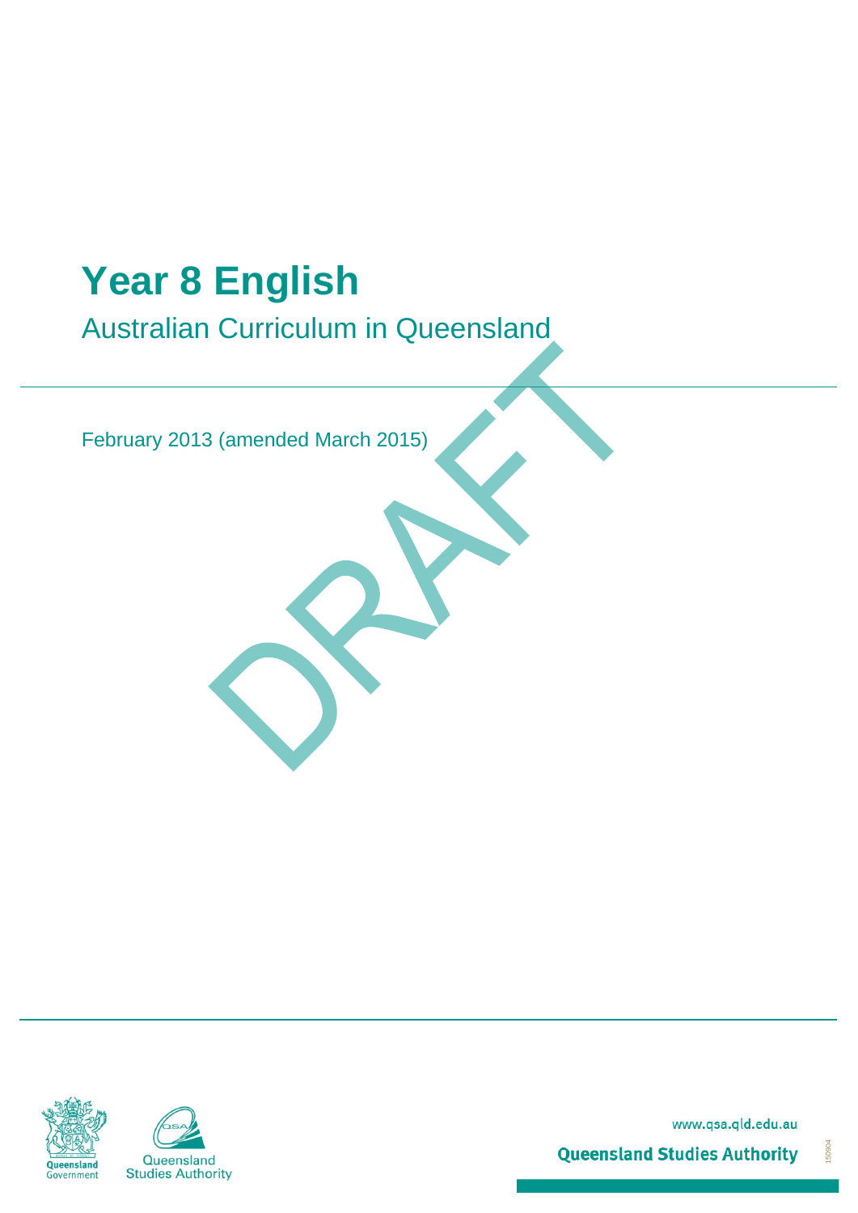# Year 8 English

## Australian Curriculum in Queensland

February 2013 (amended March 2015)

DRAFT

www.qsa.qld.edu.au

Queensland Studies Authority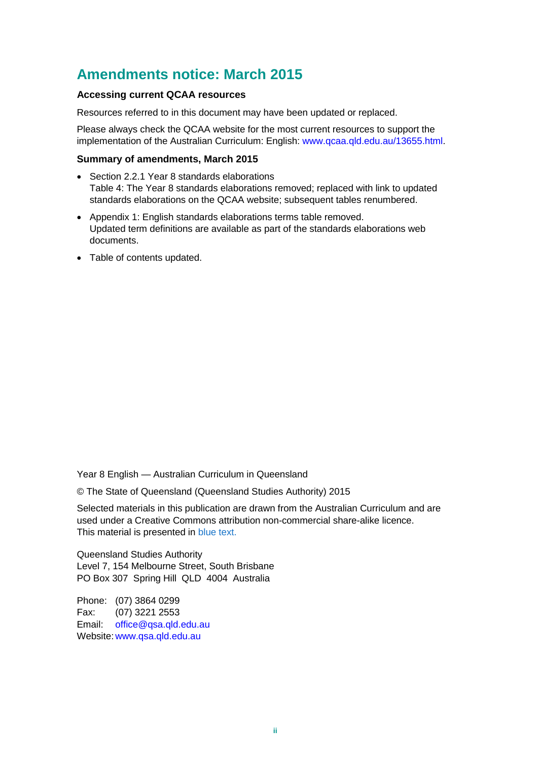## Amendments notice: March 2015

**Accessing current QCAA resources**

Resources referred to in this document may have been updated or replaced.

Please always check the QCAA website for the most current resources to support the implementation of the Australian Curriculum: English: www.qcaa.qld.edu.au/13655.html.

**Summary of amendments, March 2015**

- Section 2.2.1 Year 8 standards elaborations
  Table 4: The Year 8 standards elaborations removed; replaced with link to updated standards elaborations on the QCAA website; subsequent tables renumbered.
- Appendix 1: English standards elaborations terms table removed.
  Updated term definitions are available as part of the standards elaborations web documents.
- Table of contents updated.

Year 8 English — Australian Curriculum in Queensland

© The State of Queensland (Queensland Studies Authority) 2015

Selected materials in this publication are drawn from the Australian Curriculum and are used under a Creative Commons attribution non-commercial share-alike licence. This material is presented in blue text.

Queensland Studies Authority
Level 7, 154 Melbourne Street, South Brisbane
PO Box 307 Spring Hill QLD 4004 Australia

Phone: (07) 3864 0299
Fax: (07) 3221 2553
Email: office@qsa.qld.edu.au
Website: www.qsa.qld.edu.au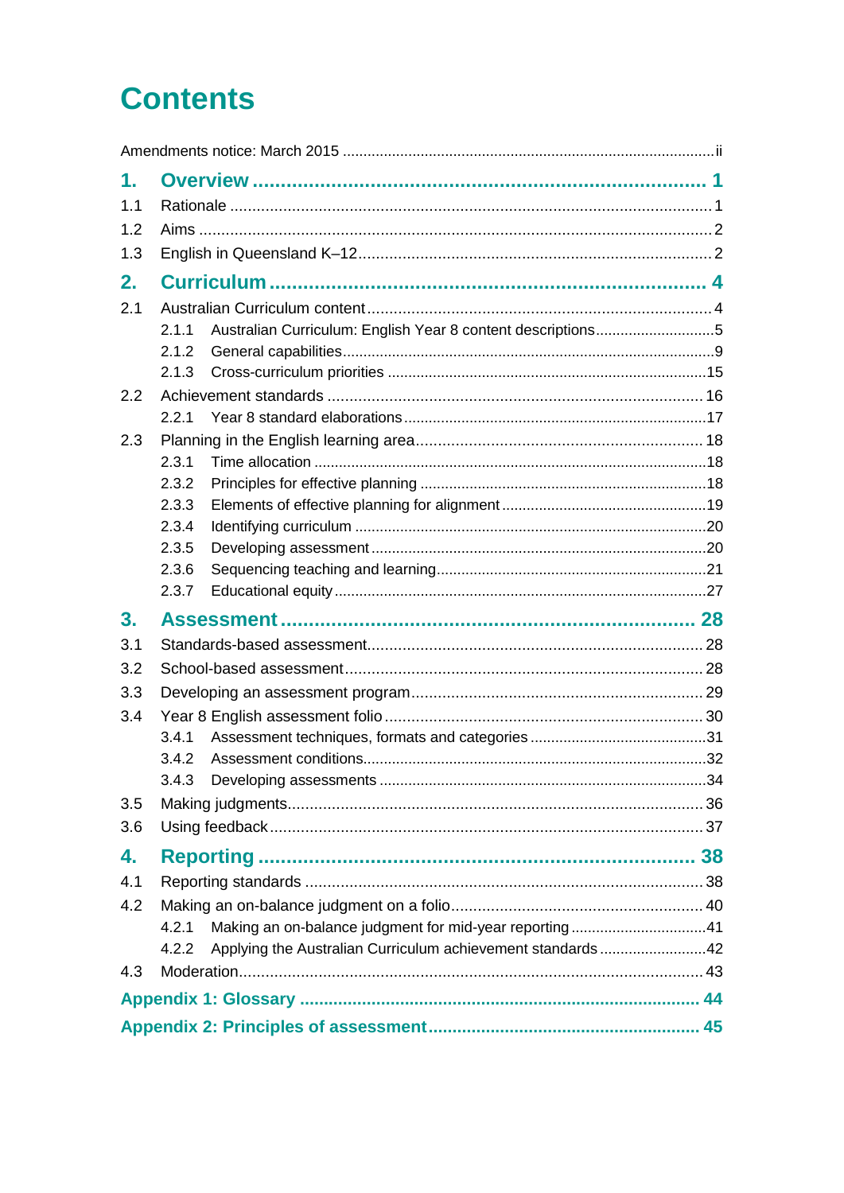# Contents

Amendments notice: March 2015 ..... ii

**1. Overview ..... 1**

1.1 Rationale ..... 1

1.2 Aims ..... 2

1.3 English in Queensland K–12 ..... 2

**2. Curriculum ..... 4**

2.1 Australian Curriculum content ..... 4

- 2.1.1 Australian Curriculum: English Year 8 content descriptions ..... 5
- 2.1.2 General capabilities ..... 9
- 2.1.3 Cross-curriculum priorities ..... 15

2.2 Achievement standards ..... 16

- 2.2.1 Year 8 standard elaborations ..... 17

2.3 Planning in the English learning area ..... 18

- 2.3.1 Time allocation ..... 18
- 2.3.2 Principles for effective planning ..... 18
- 2.3.3 Elements of effective planning for alignment ..... 19
- 2.3.4 Identifying curriculum ..... 20
- 2.3.5 Developing assessment ..... 20
- 2.3.6 Sequencing teaching and learning ..... 21
- 2.3.7 Educational equity ..... 27

**3. Assessment ..... 28**

3.1 Standards-based assessment ..... 28

3.2 School-based assessment ..... 28

3.3 Developing an assessment program ..... 29

3.4 Year 8 English assessment folio ..... 30

- 3.4.1 Assessment techniques, formats and categories ..... 31
- 3.4.2 Assessment conditions ..... 32
- 3.4.3 Developing assessments ..... 34

3.5 Making judgments ..... 36

3.6 Using feedback ..... 37

**4. Reporting ..... 38**

4.1 Reporting standards ..... 38

4.2 Making an on-balance judgment on a folio ..... 40

- 4.2.1 Making an on-balance judgment for mid-year reporting ..... 41
- 4.2.2 Applying the Australian Curriculum achievement standards ..... 42

4.3 Moderation ..... 43

**Appendix 1: Glossary ..... 44**

**Appendix 2: Principles of assessment ..... 45**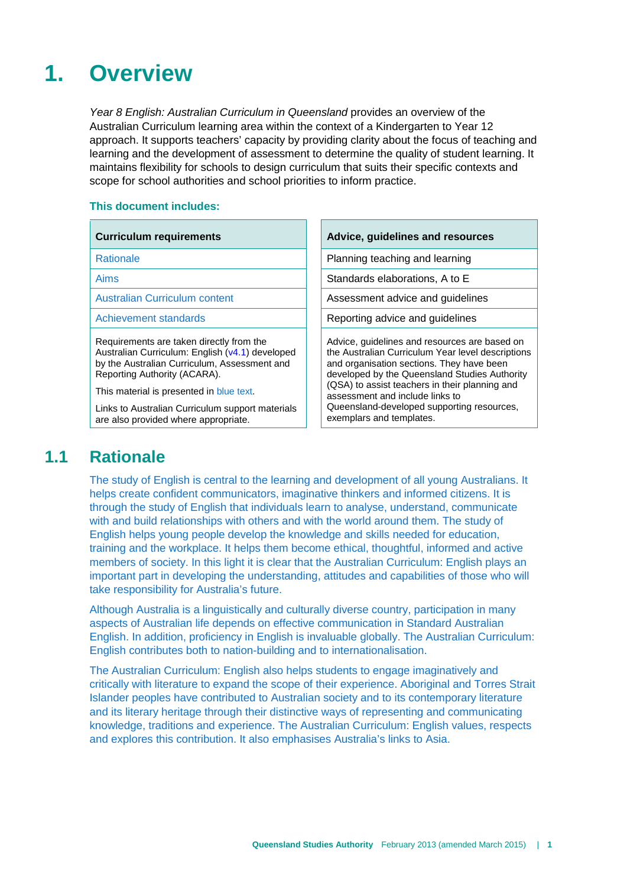# 1. Overview

*Year 8 English: Australian Curriculum in Queensland* provides an overview of the Australian Curriculum learning area within the context of a Kindergarten to Year 12 approach. It supports teachers' capacity by providing clarity about the focus of teaching and learning and the development of assessment to determine the quality of student learning. It maintains flexibility for schools to design curriculum that suits their specific contexts and scope for school authorities and school priorities to inform practice.

**This document includes:**

| Curriculum requirements | Advice, guidelines and resources |
|---|---|
| Rationale | Planning teaching and learning |
| Aims | Standards elaborations, A to E |
| Australian Curriculum content | Assessment advice and guidelines |
| Achievement standards | Reporting advice and guidelines |
| Requirements are taken directly from the Australian Curriculum: English (v4.1) developed by the Australian Curriculum, Assessment and Reporting Authority (ACARA). This material is presented in blue text. Links to Australian Curriculum support materials are also provided where appropriate. | Advice, guidelines and resources are based on the Australian Curriculum Year level descriptions and organisation sections. They have been developed by the Queensland Studies Authority (QSA) to assist teachers in their planning and assessment and include links to Queensland-developed supporting resources, exemplars and templates. |

## 1.1 Rationale

The study of English is central to the learning and development of all young Australians. It helps create confident communicators, imaginative thinkers and informed citizens. It is through the study of English that individuals learn to analyse, understand, communicate with and build relationships with others and with the world around them. The study of English helps young people develop the knowledge and skills needed for education, training and the workplace. It helps them become ethical, thoughtful, informed and active members of society. In this light it is clear that the Australian Curriculum: English plays an important part in developing the understanding, attitudes and capabilities of those who will take responsibility for Australia's future.

Although Australia is a linguistically and culturally diverse country, participation in many aspects of Australian life depends on effective communication in Standard Australian English. In addition, proficiency in English is invaluable globally. The Australian Curriculum: English contributes both to nation-building and to internationalisation.

The Australian Curriculum: English also helps students to engage imaginatively and critically with literature to expand the scope of their experience. Aboriginal and Torres Strait Islander peoples have contributed to Australian society and to its contemporary literature and its literary heritage through their distinctive ways of representing and communicating knowledge, traditions and experience. The Australian Curriculum: English values, respects and explores this contribution. It also emphasises Australia's links to Asia.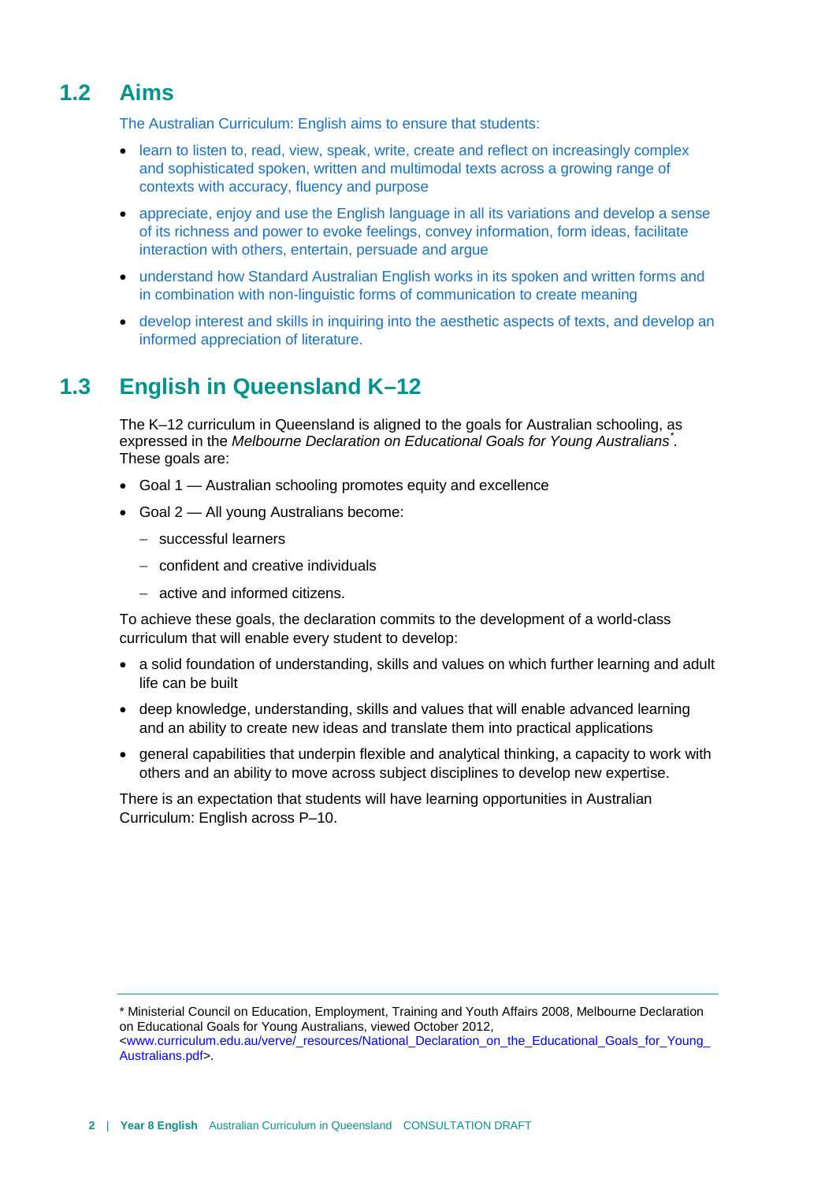## 1.2 Aims

The Australian Curriculum: English aims to ensure that students:

- learn to listen to, read, view, speak, write, create and reflect on increasingly complex and sophisticated spoken, written and multimodal texts across a growing range of contexts with accuracy, fluency and purpose
- appreciate, enjoy and use the English language in all its variations and develop a sense of its richness and power to evoke feelings, convey information, form ideas, facilitate interaction with others, entertain, persuade and argue
- understand how Standard Australian English works in its spoken and written forms and in combination with non-linguistic forms of communication to create meaning
- develop interest and skills in inquiring into the aesthetic aspects of texts, and develop an informed appreciation of literature.

## 1.3 English in Queensland K–12

The K–12 curriculum in Queensland is aligned to the goals for Australian schooling, as expressed in the *Melbourne Declaration on Educational Goals for Young Australians*\*. These goals are:

- Goal 1 — Australian schooling promotes equity and excellence
- Goal 2 — All young Australians become:
  - successful learners
  - confident and creative individuals
  - active and informed citizens.

To achieve these goals, the declaration commits to the development of a world-class curriculum that will enable every student to develop:

- a solid foundation of understanding, skills and values on which further learning and adult life can be built
- deep knowledge, understanding, skills and values that will enable advanced learning and an ability to create new ideas and translate them into practical applications
- general capabilities that underpin flexible and analytical thinking, a capacity to work with others and an ability to move across subject disciplines to develop new expertise.

There is an expectation that students will have learning opportunities in Australian Curriculum: English across P–10.

---

\* Ministerial Council on Education, Employment, Training and Youth Affairs 2008, Melbourne Declaration on Educational Goals for Young Australians, viewed October 2012, <www.curriculum.edu.au/verve/_resources/National_Declaration_on_the_Educational_Goals_for_Young_Australians.pdf>.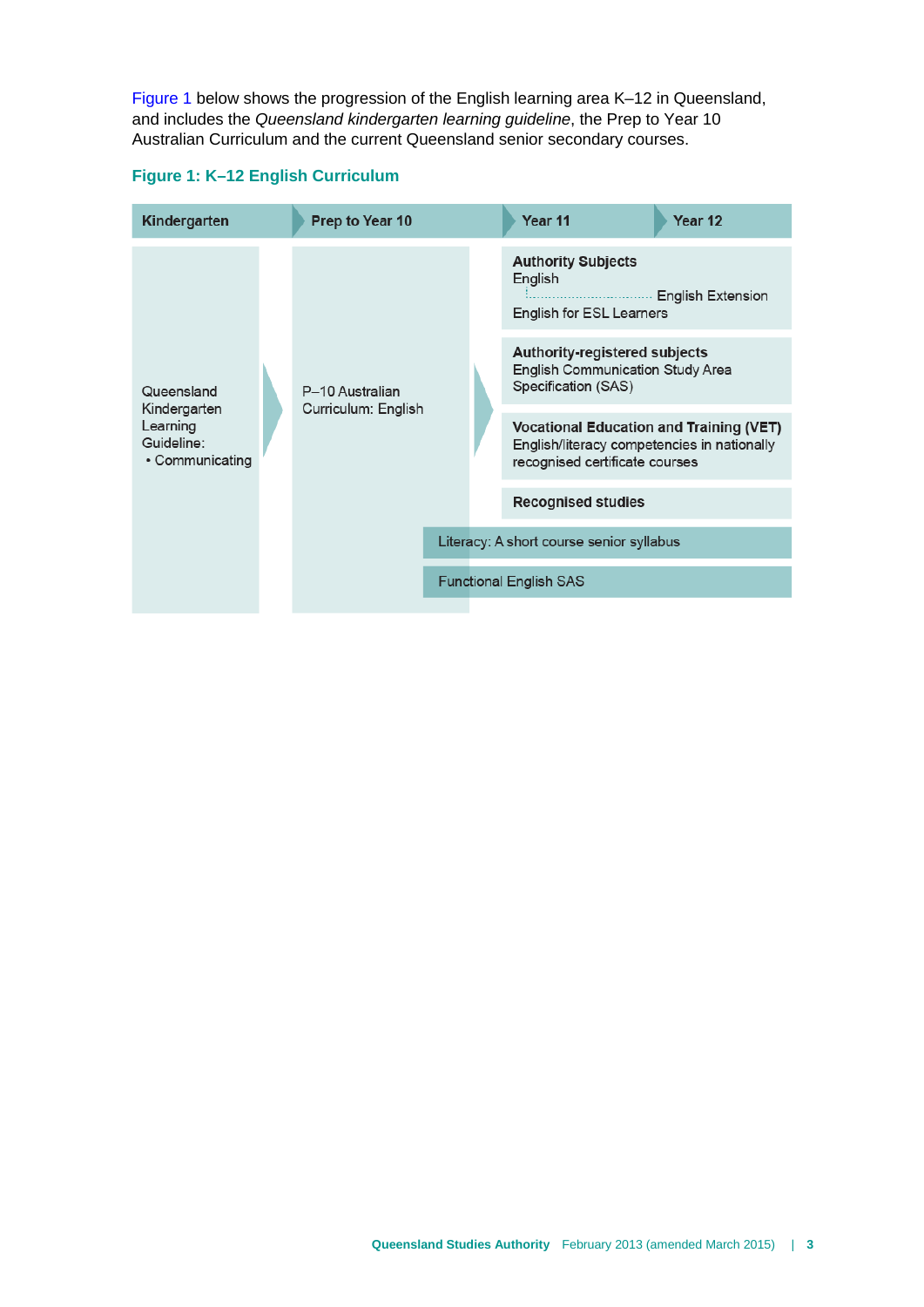Figure 1 below shows the progression of the English learning area K–12 in Queensland, and includes the *Queensland kindergarten learning guideline*, the Prep to Year 10 Australian Curriculum and the current Queensland senior secondary courses.

**Figure 1: K–12 English Curriculum**

| Kindergarten | Prep to Year 10 | Year 11 | Year 12 |
|---|---|---|---|
| Queensland Kindergarten Learning Guideline: • Communicating | P–10 Australian Curriculum: English | **Authority Subjects** English; English Extension; English for ESL Learners | |
| | | **Authority-registered subjects** English Communication Study Area Specification (SAS) | |
| | | **Vocational Education and Training (VET)** English/literacy competencies in nationally recognised certificate courses | |
| | | **Recognised studies** | |
| | Literacy: A short course senior syllabus | | |
| | Functional English SAS | | |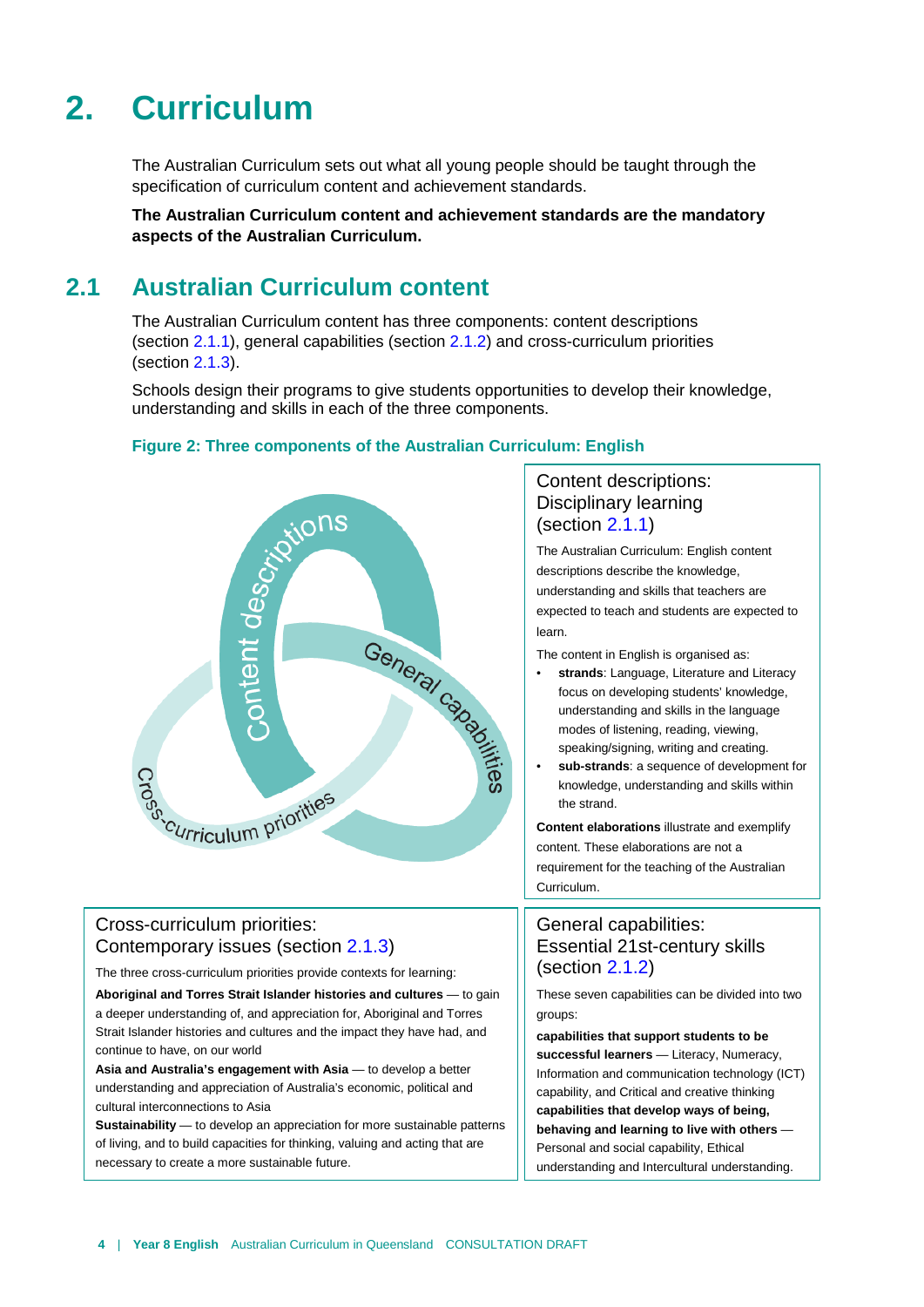# 2. Curriculum

The Australian Curriculum sets out what all young people should be taught through the specification of curriculum content and achievement standards.

**The Australian Curriculum content and achievement standards are the mandatory aspects of the Australian Curriculum.**

## 2.1 Australian Curriculum content

The Australian Curriculum content has three components: content descriptions (section 2.1.1), general capabilities (section 2.1.2) and cross-curriculum priorities (section 2.1.3).

Schools design their programs to give students opportunities to develop their knowledge, understanding and skills in each of the three components.

**Figure 2: Three components of the Australian Curriculum: English**

Content descriptions

General capabilities

Cross-curriculum priorities

### Content descriptions: Disciplinary learning (section 2.1.1)

The Australian Curriculum: English content descriptions describe the knowledge, understanding and skills that teachers are expected to teach and students are expected to learn.

The content in English is organised as:

- **strands**: Language, Literature and Literacy focus on developing students' knowledge, understanding and skills in the language modes of listening, reading, viewing, speaking/signing, writing and creating.
- **sub-strands**: a sequence of development for knowledge, understanding and skills within the strand.

**Content elaborations** illustrate and exemplify content. These elaborations are not a requirement for the teaching of the Australian Curriculum.

### Cross-curriculum priorities: Contemporary issues (section 2.1.3)

The three cross-curriculum priorities provide contexts for learning:

**Aboriginal and Torres Strait Islander histories and cultures** — to gain a deeper understanding of, and appreciation for, Aboriginal and Torres Strait Islander histories and cultures and the impact they have had, and continue to have, on our world

**Asia and Australia's engagement with Asia** — to develop a better understanding and appreciation of Australia's economic, political and cultural interconnections to Asia

**Sustainability** — to develop an appreciation for more sustainable patterns of living, and to build capacities for thinking, valuing and acting that are necessary to create a more sustainable future.

### General capabilities: Essential 21st-century skills (section 2.1.2)

These seven capabilities can be divided into two groups:

**capabilities that support students to be successful learners** — Literacy, Numeracy, Information and communication technology (ICT) capability, and Critical and creative thinking

**capabilities that develop ways of being, behaving and learning to live with others** — Personal and social capability, Ethical understanding and Intercultural understanding.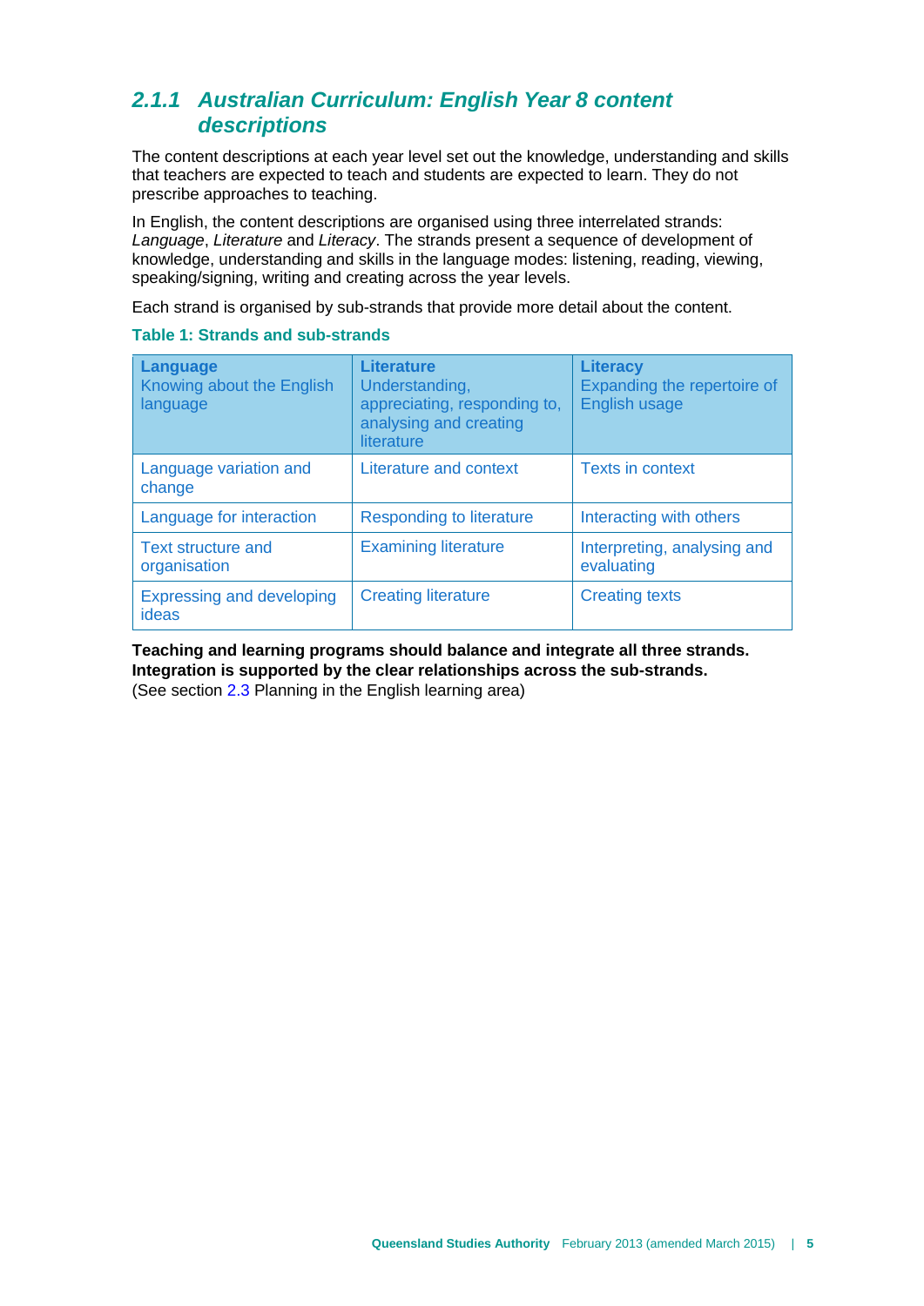### 2.1.1 Australian Curriculum: English Year 8 content descriptions

The content descriptions at each year level set out the knowledge, understanding and skills that teachers are expected to teach and students are expected to learn. They do not prescribe approaches to teaching.

In English, the content descriptions are organised using three interrelated strands: *Language*, *Literature* and *Literacy*. The strands present a sequence of development of knowledge, understanding and skills in the language modes: listening, reading, viewing, speaking/signing, writing and creating across the year levels.

Each strand is organised by sub-strands that provide more detail about the content.

**Table 1: Strands and sub-strands**

| **Language** Knowing about the English language | **Literature** Understanding, appreciating, responding to, analysing and creating literature | **Literacy** Expanding the repertoire of English usage |
| --- | --- | --- |
| Language variation and change | Literature and context | Texts in context |
| Language for interaction | Responding to literature | Interacting with others |
| Text structure and organisation | Examining literature | Interpreting, analysing and evaluating |
| Expressing and developing ideas | Creating literature | Creating texts |

**Teaching and learning programs should balance and integrate all three strands. Integration is supported by the clear relationships across the sub-strands.**
(See section 2.3 Planning in the English learning area)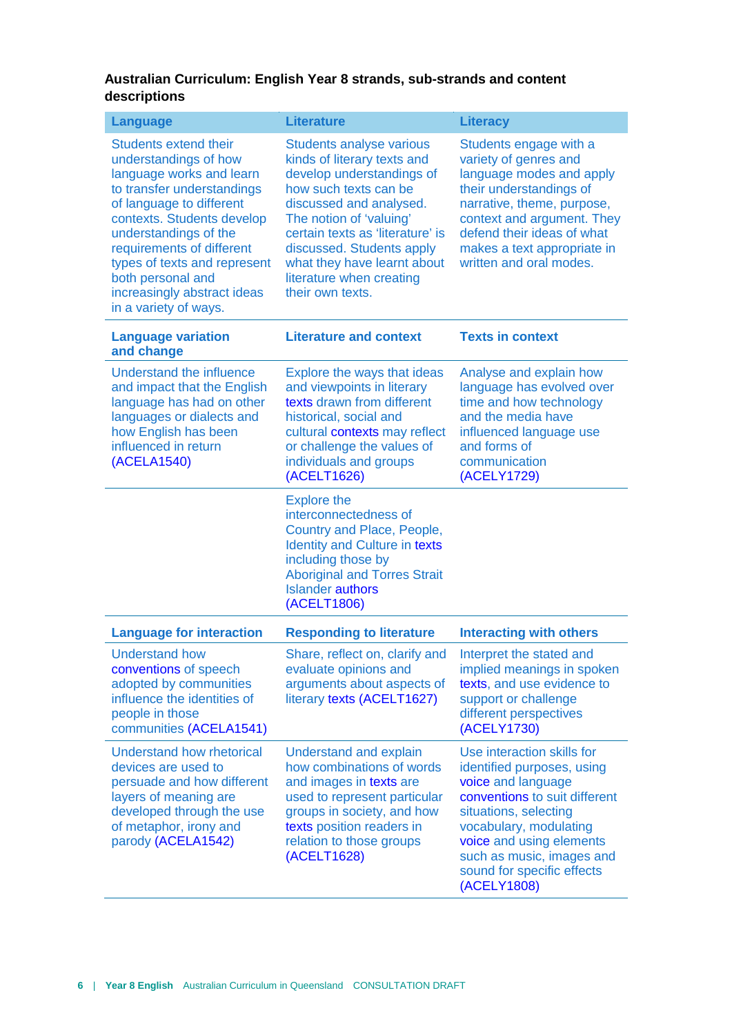**Australian Curriculum: English Year 8 strands, sub-strands and content descriptions**

| Language | Literature | Literacy |
|---|---|---|
| Students extend their understandings of how language works and learn to transfer understandings of language to different contexts. Students develop understandings of the requirements of different types of texts and represent both personal and increasingly abstract ideas in a variety of ways. | Students analyse various kinds of literary texts and develop understandings of how such texts can be discussed and analysed. The notion of 'valuing' certain texts as 'literature' is discussed. Students apply what they have learnt about literature when creating their own texts. | Students engage with a variety of genres and language modes and apply their understandings of narrative, theme, purpose, context and argument. They defend their ideas of what makes a text appropriate in written and oral modes. |
| **Language variation and change** | **Literature and context** | **Texts in context** |
| Understand the influence and impact that the English language has had on other languages or dialects and how English has been influenced in return (ACELA1540) | Explore the ways that ideas and viewpoints in literary texts drawn from different historical, social and cultural contexts may reflect or challenge the values of individuals and groups (ACELT1626) | Analyse and explain how language has evolved over time and how technology and the media have influenced language use and forms of communication (ACELY1729) |
| | Explore the interconnectedness of Country and Place, People, Identity and Culture in texts including those by Aboriginal and Torres Strait Islander authors (ACELT1806) | |
| **Language for interaction** | **Responding to literature** | **Interacting with others** |
| Understand how conventions of speech adopted by communities influence the identities of people in those communities (ACELA1541) | Share, reflect on, clarify and evaluate opinions and arguments about aspects of literary texts (ACELT1627) | Interpret the stated and implied meanings in spoken texts, and use evidence to support or challenge different perspectives (ACELY1730) |
| Understand how rhetorical devices are used to persuade and how different layers of meaning are developed through the use of metaphor, irony and parody (ACELA1542) | Understand and explain how combinations of words and images in texts are used to represent particular groups in society, and how texts position readers in relation to those groups (ACELT1628) | Use interaction skills for identified purposes, using voice and language conventions to suit different situations, selecting vocabulary, modulating voice and using elements such as music, images and sound for specific effects (ACELY1808) |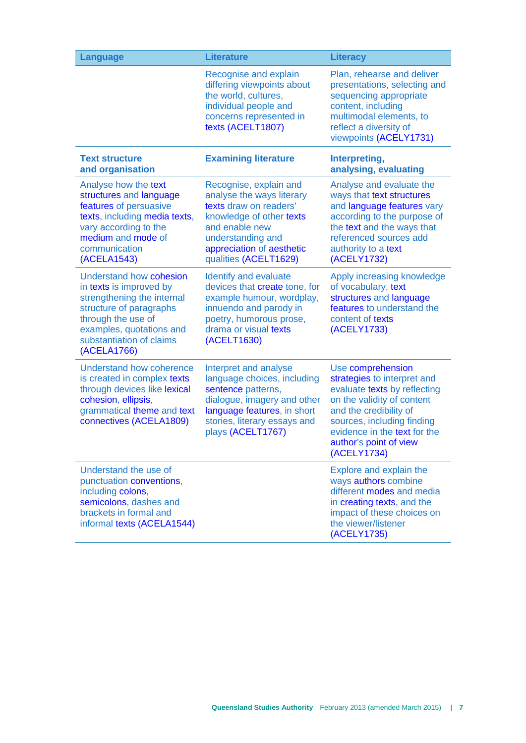| Language | Literature | Literacy |
|---|---|---|
| | Recognise and explain differing viewpoints about the world, cultures, individual people and concerns represented in texts (ACELT1807) | Plan, rehearse and deliver presentations, selecting and sequencing appropriate content, including multimodal elements, to reflect a diversity of viewpoints (ACELY1731) |
| **Text structure and organisation** | **Examining literature** | **Interpreting, analysing, evaluating** |
| Analyse how the text structures and language features of persuasive texts, including media texts, vary according to the medium and mode of communication (ACELA1543) | Recognise, explain and analyse the ways literary texts draw on readers' knowledge of other texts and enable new understanding and appreciation of aesthetic qualities (ACELT1629) | Analyse and evaluate the ways that text structures and language features vary according to the purpose of the text and the ways that referenced sources add authority to a text (ACELY1732) |
| Understand how cohesion in texts is improved by strengthening the internal structure of paragraphs through the use of examples, quotations and substantiation of claims (ACELA1766) | Identify and evaluate devices that create tone, for example humour, wordplay, innuendo and parody in poetry, humorous prose, drama or visual texts (ACELT1630) | Apply increasing knowledge of vocabulary, text structures and language features to understand the content of texts (ACELY1733) |
| Understand how coherence is created in complex texts through devices like lexical cohesion, ellipsis, grammatical theme and text connectives (ACELA1809) | Interpret and analyse language choices, including sentence patterns, dialogue, imagery and other language features, in short stories, literary essays and plays (ACELT1767) | Use comprehension strategies to interpret and evaluate texts by reflecting on the validity of content and the credibility of sources, including finding evidence in the text for the author's point of view (ACELY1734) |
| Understand the use of punctuation conventions, including colons, semicolons, dashes and brackets in formal and informal texts (ACELA1544) | | Explore and explain the ways authors combine different modes and media in creating texts, and the impact of these choices on the viewer/listener (ACELY1735) |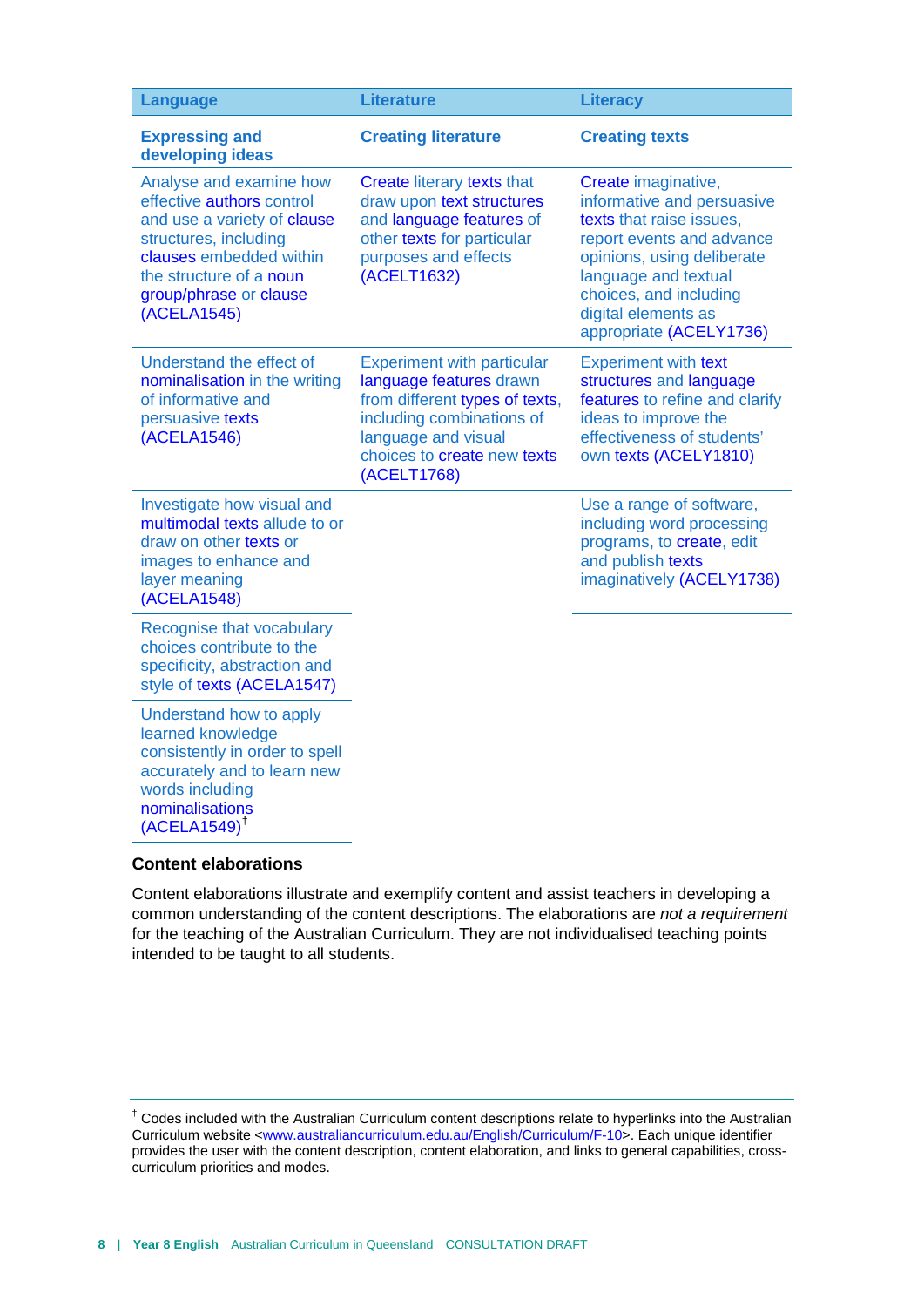| Language | Literature | Literacy |
|---|---|---|
| **Expressing and developing ideas** | **Creating literature** | **Creating texts** |
| Analyse and examine how effective authors control and use a variety of clause structures, including clauses embedded within the structure of a noun group/phrase or clause (ACELA1545) | Create literary texts that draw upon text structures and language features of other texts for particular purposes and effects (ACELT1632) | Create imaginative, informative and persuasive texts that raise issues, report events and advance opinions, using deliberate language and textual choices, and including digital elements as appropriate (ACELY1736) |
| Understand the effect of nominalisation in the writing of informative and persuasive texts (ACELA1546) | Experiment with particular language features drawn from different types of texts, including combinations of language and visual choices to create new texts (ACELT1768) | Experiment with text structures and language features to refine and clarify ideas to improve the effectiveness of students' own texts (ACELY1810) |
| Investigate how visual and multimodal texts allude to or draw on other texts or images to enhance and layer meaning (ACELA1548) | | Use a range of software, including word processing programs, to create, edit and publish texts imaginatively (ACELY1738) |
| Recognise that vocabulary choices contribute to the specificity, abstraction and style of texts (ACELA1547) | | |
| Understand how to apply learned knowledge consistently in order to spell accurately and to learn new words including nominalisations (ACELA1549)[†] | | |

### Content elaborations

Content elaborations illustrate and exemplify content and assist teachers in developing a common understanding of the content descriptions. The elaborations are *not a requirement* for the teaching of the Australian Curriculum. They are not individualised teaching points intended to be taught to all students.

---

[†] Codes included with the Australian Curriculum content descriptions relate to hyperlinks into the Australian Curriculum website <www.australiancurriculum.edu.au/English/Curriculum/F-10>. Each unique identifier provides the user with the content description, content elaboration, and links to general capabilities, cross-curriculum priorities and modes.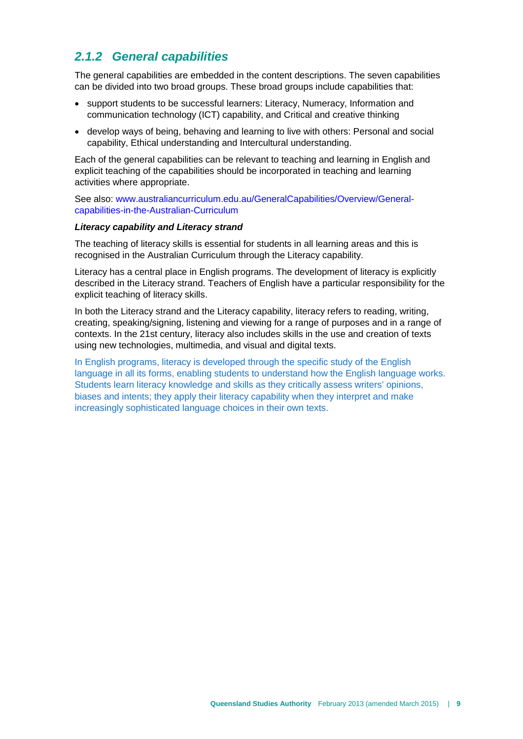### *2.1.2 General capabilities*

The general capabilities are embedded in the content descriptions. The seven capabilities can be divided into two broad groups. These broad groups include capabilities that:

- support students to be successful learners: Literacy, Numeracy, Information and communication technology (ICT) capability, and Critical and creative thinking
- develop ways of being, behaving and learning to live with others: Personal and social capability, Ethical understanding and Intercultural understanding.

Each of the general capabilities can be relevant to teaching and learning in English and explicit teaching of the capabilities should be incorporated in teaching and learning activities where appropriate.

See also: www.australiancurriculum.edu.au/GeneralCapabilities/Overview/General-capabilities-in-the-Australian-Curriculum

***Literacy capability and Literacy strand***

The teaching of literacy skills is essential for students in all learning areas and this is recognised in the Australian Curriculum through the Literacy capability.

Literacy has a central place in English programs. The development of literacy is explicitly described in the Literacy strand. Teachers of English have a particular responsibility for the explicit teaching of literacy skills.

In both the Literacy strand and the Literacy capability, literacy refers to reading, writing, creating, speaking/signing, listening and viewing for a range of purposes and in a range of contexts. In the 21st century, literacy also includes skills in the use and creation of texts using new technologies, multimedia, and visual and digital texts.

In English programs, literacy is developed through the specific study of the English language in all its forms, enabling students to understand how the English language works. Students learn literacy knowledge and skills as they critically assess writers' opinions, biases and intents; they apply their literacy capability when they interpret and make increasingly sophisticated language choices in their own texts.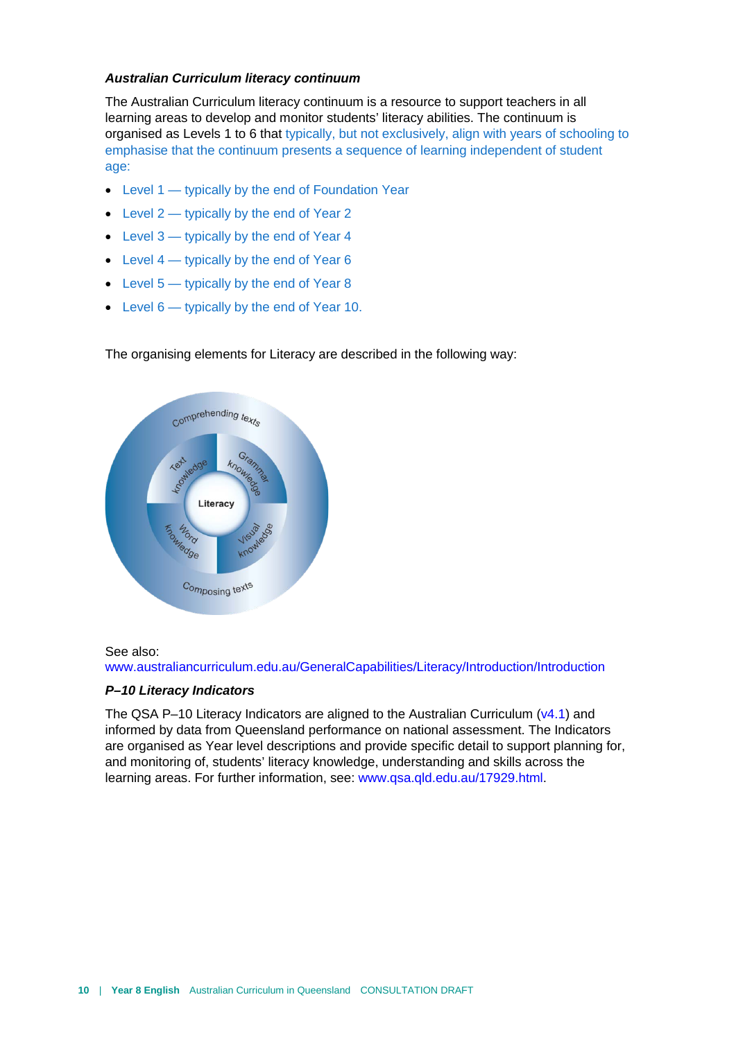### *Australian Curriculum literacy continuum*

The Australian Curriculum literacy continuum is a resource to support teachers in all learning areas to develop and monitor students' literacy abilities. The continuum is organised as Levels 1 to 6 that typically, but not exclusively, align with years of schooling to emphasise that the continuum presents a sequence of learning independent of student age:

- Level 1 — typically by the end of Foundation Year
- Level 2 — typically by the end of Year 2
- Level 3 — typically by the end of Year 4
- Level 4 — typically by the end of Year 6
- Level 5 — typically by the end of Year 8
- Level 6 — typically by the end of Year 10.

The organising elements for Literacy are described in the following way:

Comprehending texts
Text knowledge
Grammar knowledge
Literacy
Word knowledge
Visual knowledge
Composing texts

See also:
www.australiancurriculum.edu.au/GeneralCapabilities/Literacy/Introduction/Introduction

### *P–10 Literacy Indicators*

The QSA P–10 Literacy Indicators are aligned to the Australian Curriculum (v4.1) and informed by data from Queensland performance on national assessment. The Indicators are organised as Year level descriptions and provide specific detail to support planning for, and monitoring of, students' literacy knowledge, understanding and skills across the learning areas. For further information, see: www.qsa.qld.edu.au/17929.html.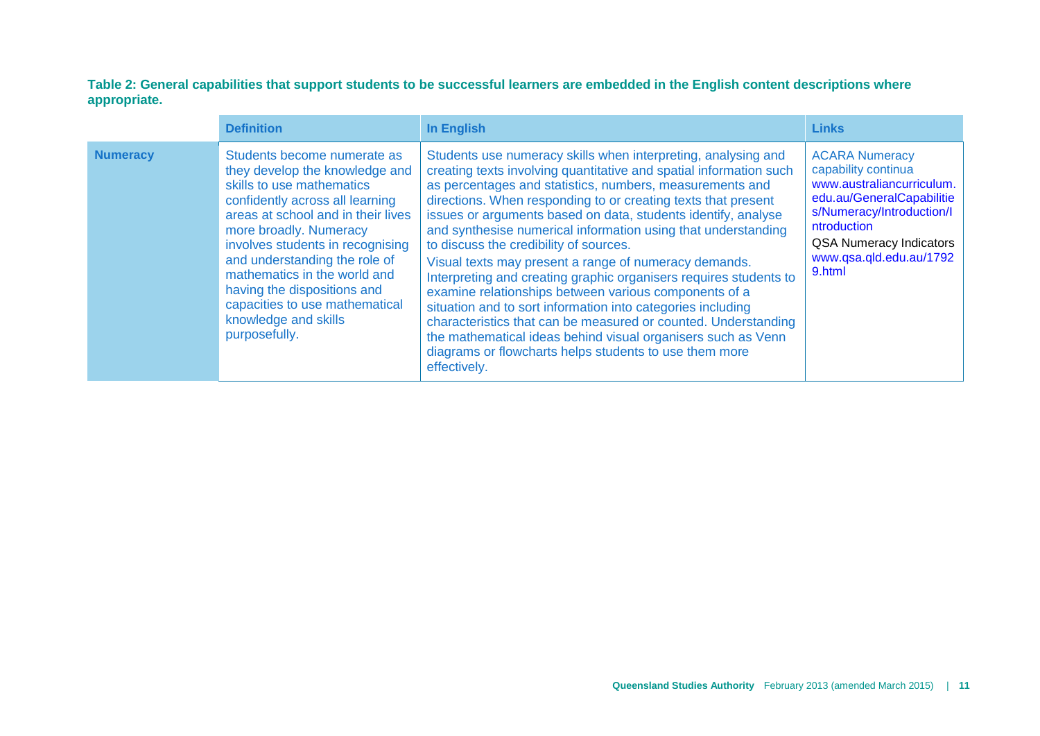**Table 2: General capabilities that support students to be successful learners are embedded in the English content descriptions where appropriate.**

| | Definition | In English | Links |
|---|---|---|---|
| **Numeracy** | Students become numerate as they develop the knowledge and skills to use mathematics confidently across all learning areas at school and in their lives more broadly. Numeracy involves students in recognising and understanding the role of mathematics in the world and having the dispositions and capacities to use mathematical knowledge and skills purposefully. | Students use numeracy skills when interpreting, analysing and creating texts involving quantitative and spatial information such as percentages and statistics, numbers, measurements and directions. When responding to or creating texts that present issues or arguments based on data, students identify, analyse and synthesise numerical information using that understanding to discuss the credibility of sources.<br>Visual texts may present a range of numeracy demands. Interpreting and creating graphic organisers requires students to examine relationships between various components of a situation and to sort information into categories including characteristics that can be measured or counted. Understanding the mathematical ideas behind visual organisers such as Venn diagrams or flowcharts helps students to use them more effectively. | ACARA Numeracy capability continua www.australiancurriculum.edu.au/GeneralCapabilities/Numeracy/Introduction/Introduction<br>QSA Numeracy Indicators www.qsa.qld.edu.au/17929.html |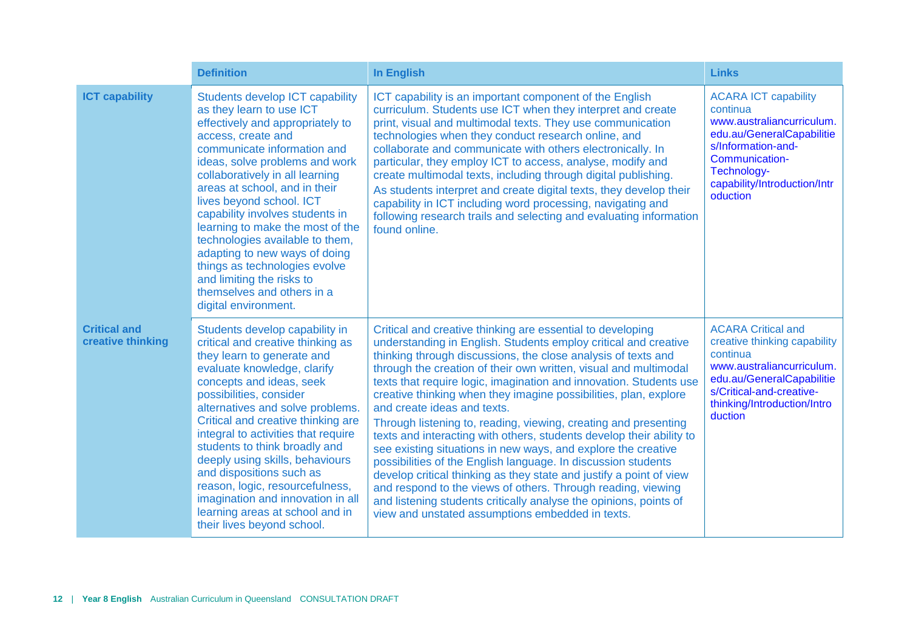| | Definition | In English | Links |
|---|---|---|---|
| **ICT capability** | Students develop ICT capability as they learn to use ICT effectively and appropriately to access, create and communicate information and ideas, solve problems and work collaboratively in all learning areas at school, and in their lives beyond school. ICT capability involves students in learning to make the most of the technologies available to them, adapting to new ways of doing things as technologies evolve and limiting the risks to themselves and others in a digital environment. | ICT capability is an important component of the English curriculum. Students use ICT when they interpret and create print, visual and multimodal texts. They use communication technologies when they conduct research online, and collaborate and communicate with others electronically. In particular, they employ ICT to access, analyse, modify and create multimodal texts, including through digital publishing.<br>As students interpret and create digital texts, they develop their capability in ICT including word processing, navigating and following research trails and selecting and evaluating information found online. | ACARA ICT capability continua www.australiancurriculum.edu.au/GeneralCapabilities/Information-and-Communication-Technology-capability/Introduction/Introduction |
| **Critical and creative thinking** | Students develop capability in critical and creative thinking as they learn to generate and evaluate knowledge, clarify concepts and ideas, seek possibilities, consider alternatives and solve problems. Critical and creative thinking are integral to activities that require students to think broadly and deeply using skills, behaviours and dispositions such as reason, logic, resourcefulness, imagination and innovation in all learning areas at school and in their lives beyond school. | Critical and creative thinking are essential to developing understanding in English. Students employ critical and creative thinking through discussions, the close analysis of texts and through the creation of their own written, visual and multimodal texts that require logic, imagination and innovation. Students use creative thinking when they imagine possibilities, plan, explore and create ideas and texts.<br>Through listening to, reading, viewing, creating and presenting texts and interacting with others, students develop their ability to see existing situations in new ways, and explore the creative possibilities of the English language. In discussion students develop critical thinking as they state and justify a point of view and respond to the views of others. Through reading, viewing and listening students critically analyse the opinions, points of view and unstated assumptions embedded in texts. | ACARA Critical and creative thinking capability continua www.australiancurriculum.edu.au/GeneralCapabilities/Critical-and-creative-thinking/Introduction/Introduction |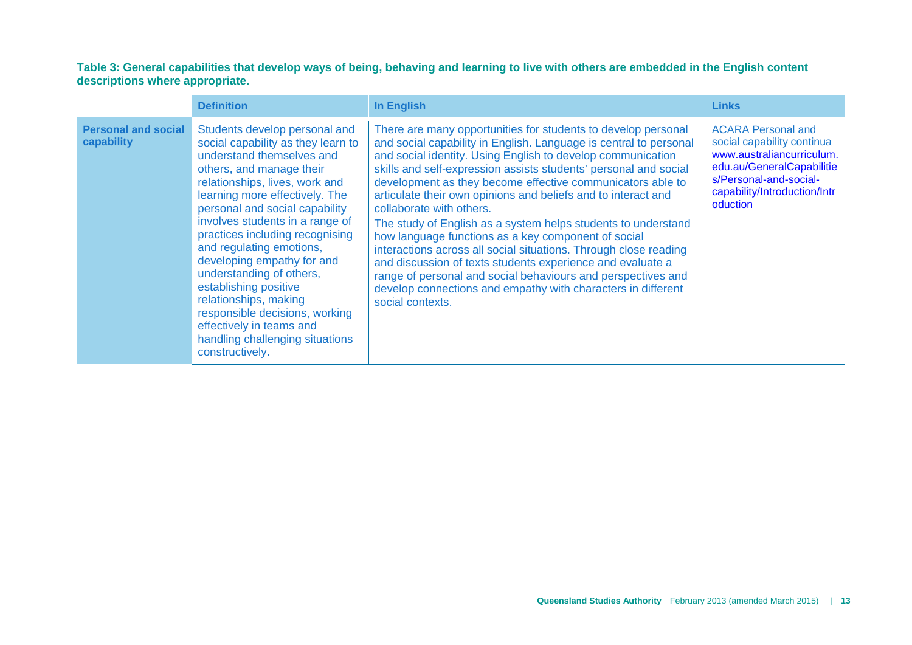**Table 3: General capabilities that develop ways of being, behaving and learning to live with others are embedded in the English content descriptions where appropriate.**

| | Definition | In English | Links |
|---|---|---|---|
| **Personal and social capability** | Students develop personal and social capability as they learn to understand themselves and others, and manage their relationships, lives, work and learning more effectively. The personal and social capability involves students in a range of practices including recognising and regulating emotions, developing empathy for and understanding of others, establishing positive relationships, making responsible decisions, working effectively in teams and handling challenging situations constructively. | There are many opportunities for students to develop personal and social capability in English. Language is central to personal and social identity. Using English to develop communication skills and self-expression assists students' personal and social development as they become effective communicators able to articulate their own opinions and beliefs and to interact and collaborate with others. The study of English as a system helps students to understand how language functions as a key component of social interactions across all social situations. Through close reading and discussion of texts students experience and evaluate a range of personal and social behaviours and perspectives and develop connections and empathy with characters in different social contexts. | ACARA Personal and social capability continua www.australiancurriculum.edu.au/GeneralCapabilities/Personal-and-social-capability/Introduction/Introduction |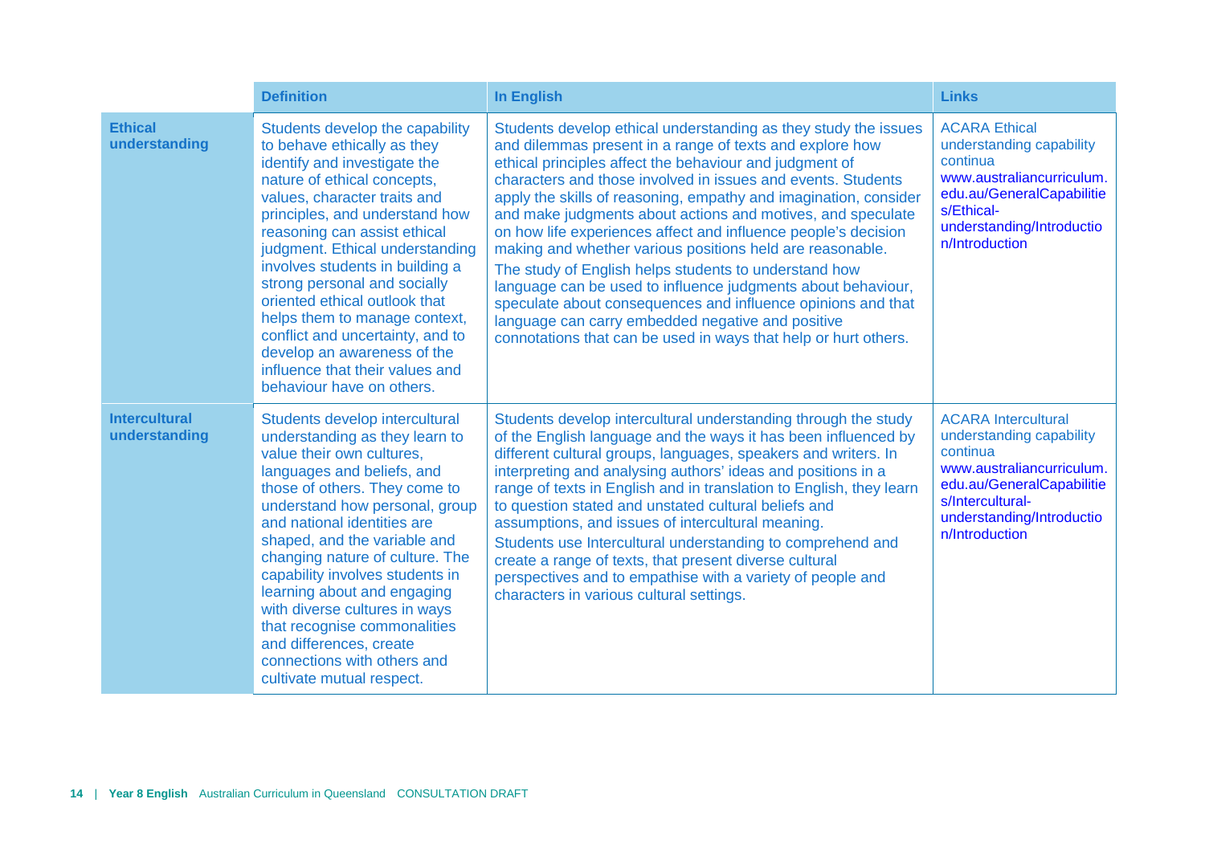| | Definition | In English | Links |
|---|---|---|---|
| **Ethical understanding** | Students develop the capability to behave ethically as they identify and investigate the nature of ethical concepts, values, character traits and principles, and understand how reasoning can assist ethical judgment. Ethical understanding involves students in building a strong personal and socially oriented ethical outlook that helps them to manage context, conflict and uncertainty, and to develop an awareness of the influence that their values and behaviour have on others. | Students develop ethical understanding as they study the issues and dilemmas present in a range of texts and explore how ethical principles affect the behaviour and judgment of characters and those involved in issues and events. Students apply the skills of reasoning, empathy and imagination, consider and make judgments about actions and motives, and speculate on how life experiences affect and influence people's decision making and whether various positions held are reasonable.<br>The study of English helps students to understand how language can be used to influence judgments about behaviour, speculate about consequences and influence opinions and that language can carry embedded negative and positive connotations that can be used in ways that help or hurt others. | ACARA Ethical understanding capability continua www.australiancurriculum.edu.au/GeneralCapabilities/Ethical-understanding/Introduction/Introduction |
| **Intercultural understanding** | Students develop intercultural understanding as they learn to value their own cultures, languages and beliefs, and those of others. They come to understand how personal, group and national identities are shaped, and the variable and changing nature of culture. The capability involves students in learning about and engaging with diverse cultures in ways that recognise commonalities and differences, create connections with others and cultivate mutual respect. | Students develop intercultural understanding through the study of the English language and the ways it has been influenced by different cultural groups, languages, speakers and writers. In interpreting and analysing authors' ideas and positions in a range of texts in English and in translation to English, they learn to question stated and unstated cultural beliefs and assumptions, and issues of intercultural meaning.<br>Students use Intercultural understanding to comprehend and create a range of texts, that present diverse cultural perspectives and to empathise with a variety of people and characters in various cultural settings. | ACARA Intercultural understanding capability continua www.australiancurriculum.edu.au/GeneralCapabilities/Intercultural-understanding/Introduction/Introduction |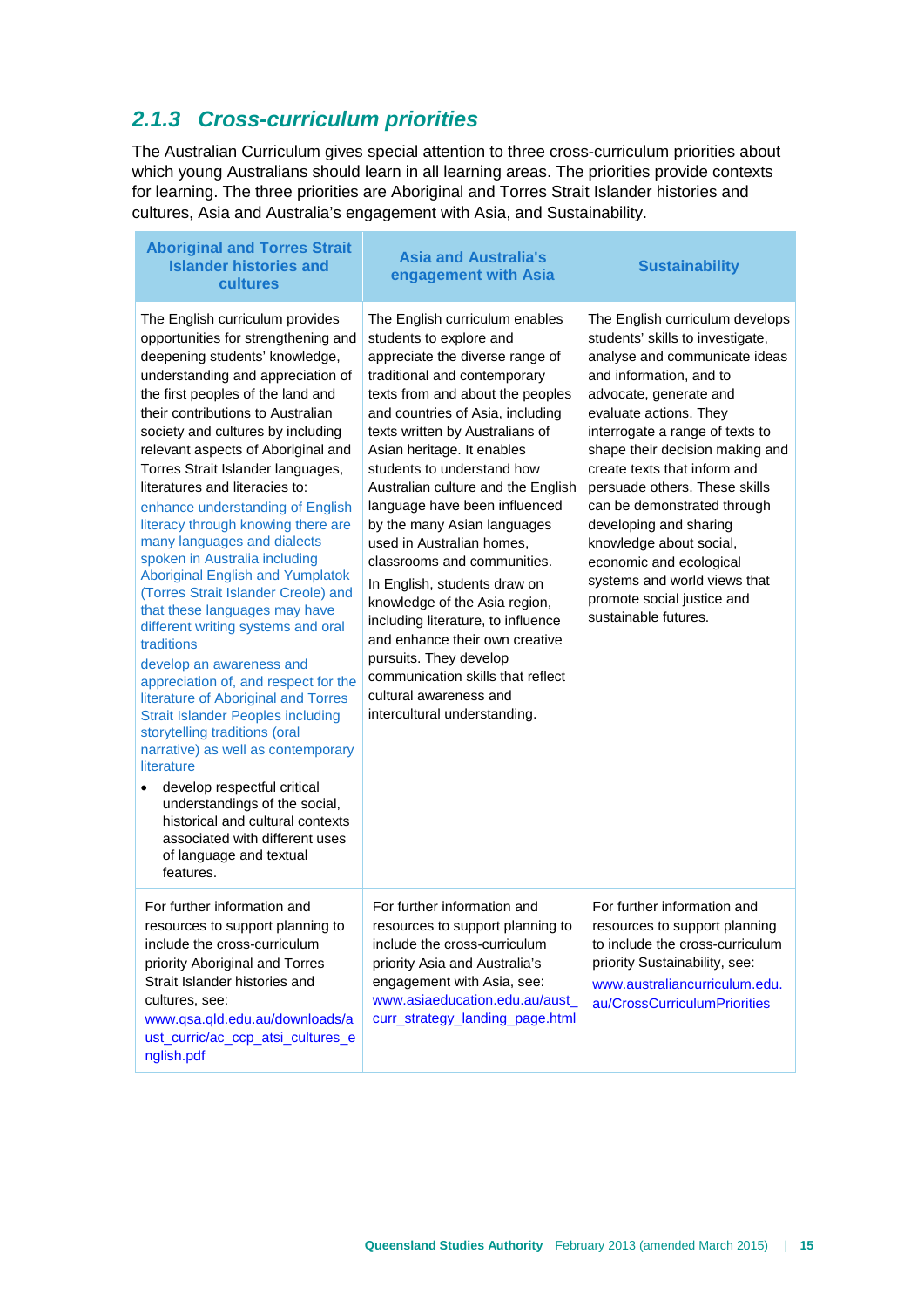### 2.1.3 Cross-curriculum priorities

The Australian Curriculum gives special attention to three cross-curriculum priorities about which young Australians should learn in all learning areas. The priorities provide contexts for learning. The three priorities are Aboriginal and Torres Strait Islander histories and cultures, Asia and Australia's engagement with Asia, and Sustainability.

| Aboriginal and Torres Strait Islander histories and cultures | Asia and Australia's engagement with Asia | Sustainability |
|---|---|---|
| The English curriculum provides opportunities for strengthening and deepening students' knowledge, understanding and appreciation of the first peoples of the land and their contributions to Australian society and cultures by including relevant aspects of Aboriginal and Torres Strait Islander languages, literatures and literacies to:<br>enhance understanding of English literacy through knowing there are many languages and dialects spoken in Australia including Aboriginal English and Yumplatok (Torres Strait Islander Creole) and that these languages may have different writing systems and oral traditions<br>develop an awareness and appreciation of, and respect for the literature of Aboriginal and Torres Strait Islander Peoples including storytelling traditions (oral narrative) as well as contemporary literature<br>• develop respectful critical understandings of the social, historical and cultural contexts associated with different uses of language and textual features. | The English curriculum enables students to explore and appreciate the diverse range of traditional and contemporary texts from and about the peoples and countries of Asia, including texts written by Australians of Asian heritage. It enables students to understand how Australian culture and the English language have been influenced by the many Asian languages used in Australian homes, classrooms and communities.<br>In English, students draw on knowledge of the Asia region, including literature, to influence and enhance their own creative pursuits. They develop communication skills that reflect cultural awareness and intercultural understanding. | The English curriculum develops students' skills to investigate, analyse and communicate ideas and information, and to advocate, generate and evaluate actions. They interrogate a range of texts to shape their decision making and create texts that inform and persuade others. These skills can be demonstrated through developing and sharing knowledge about social, economic and ecological systems and world views that promote social justice and sustainable futures. |
| For further information and resources to support planning to include the cross-curriculum priority Aboriginal and Torres Strait Islander histories and cultures, see:<br>www.qsa.qld.edu.au/downloads/aust_curric/ac_ccp_atsi_cultures_english.pdf | For further information and resources to support planning to include the cross-curriculum priority Asia and Australia's engagement with Asia, see:<br>www.asiaeducation.edu.au/aust_curr_strategy_landing_page.html | For further information and resources to support planning to include the cross-curriculum priority Sustainability, see:<br>www.australiancurriculum.edu.au/CrossCurriculumPriorities |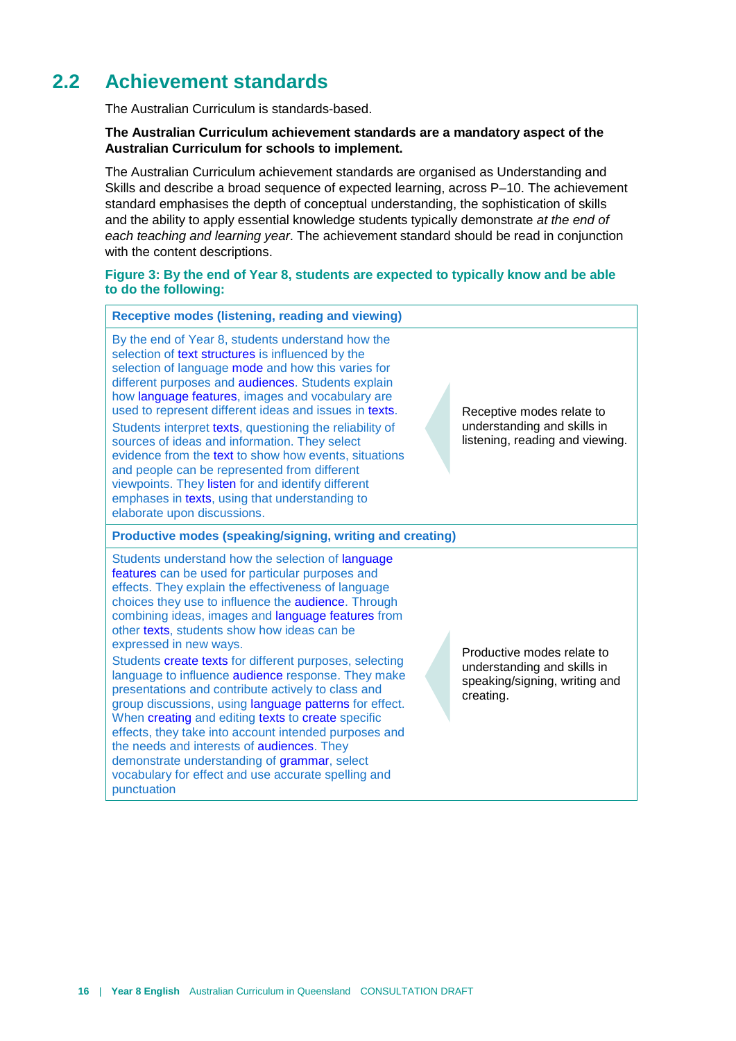## 2.2 Achievement standards

The Australian Curriculum is standards-based.

**The Australian Curriculum achievement standards are a mandatory aspect of the Australian Curriculum for schools to implement.**

The Australian Curriculum achievement standards are organised as Understanding and Skills and describe a broad sequence of expected learning, across P–10. The achievement standard emphasises the depth of conceptual understanding, the sophistication of skills and the ability to apply essential knowledge students typically demonstrate *at the end of each teaching and learning year*. The achievement standard should be read in conjunction with the content descriptions.

**Figure 3: By the end of Year 8, students are expected to typically know and be able to do the following:**

| **Receptive modes (listening, reading and viewing)** | |
|---|---|
| By the end of Year 8, students understand how the selection of text structures is influenced by the selection of language mode and how this varies for different purposes and audiences. Students explain how language features, images and vocabulary are used to represent different ideas and issues in texts.<br>Students interpret texts, questioning the reliability of sources of ideas and information. They select evidence from the text to show how events, situations and people can be represented from different viewpoints. They listen for and identify different emphases in texts, using that understanding to elaborate upon discussions. | Receptive modes relate to understanding and skills in listening, reading and viewing. |
| **Productive modes (speaking/signing, writing and creating)** | |
| Students understand how the selection of language features can be used for particular purposes and effects. They explain the effectiveness of language choices they use to influence the audience. Through combining ideas, images and language features from other texts, students show how ideas can be expressed in new ways.<br>Students create texts for different purposes, selecting language to influence audience response. They make presentations and contribute actively to class and group discussions, using language patterns for effect. When creating and editing texts to create specific effects, they take into account intended purposes and the needs and interests of audiences. They demonstrate understanding of grammar, select vocabulary for effect and use accurate spelling and punctuation | Productive modes relate to understanding and skills in speaking/signing, writing and creating. |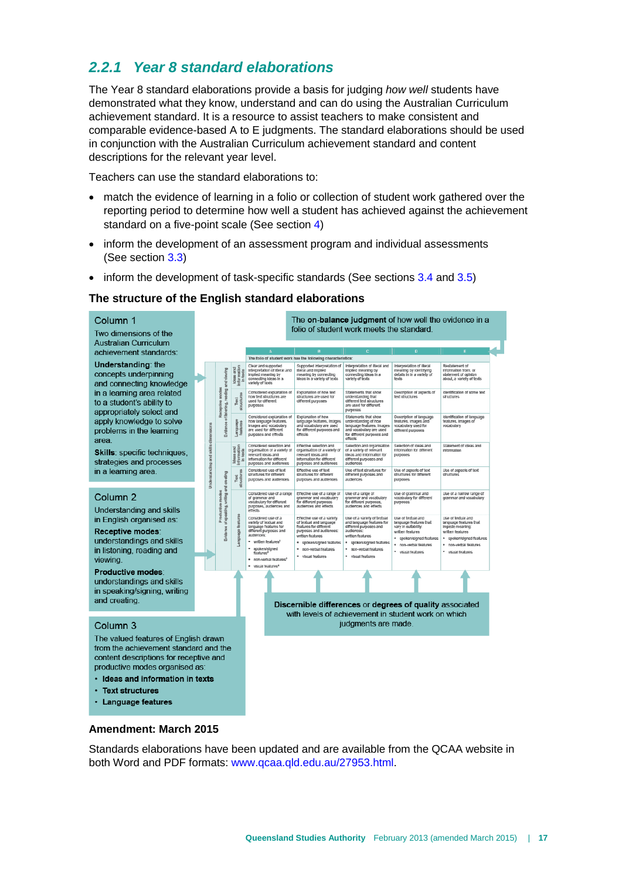## 2.2.1 Year 8 standard elaborations

The Year 8 standard elaborations provide a basis for judging *how well* students have demonstrated what they know, understand and can do using the Australian Curriculum achievement standard. It is a resource to assist teachers to make consistent and comparable evidence-based A to E judgments. The standard elaborations should be used in conjunction with the Australian Curriculum achievement standard and content descriptions for the relevant year level.

Teachers can use the standard elaborations to:

- match the evidence of learning in a folio or collection of student work gathered over the reporting period to determine how well a student has achieved against the achievement standard on a five-point scale (See section 4)
- inform the development of an assessment program and individual assessments (See section 3.3)
- inform the development of task-specific standards (See sections 3.4 and 3.5)

### The structure of the English standard elaborations

**Column 1**
Two dimensions of the Australian Curriculum achievement standards:
**Understanding**: the concepts underpinning and connecting knowledge in a learning area related to a student's ability to appropriately select and apply knowledge to solve problems in the learning area.
**Skills**: specific techniques, strategies and processes in a learning area.

**Column 2**
Understanding and skills in English organised as:
**Receptive modes**: understandings and skills in listening, reading and viewing.
**Productive modes**: understandings and skills in speaking/signing, writing and creating.

**Column 3**
The valued features of English drawn from the achievement standard and the content descriptions for receptive and productive modes organised as:
- **Ideas and information in texts**
- **Text structures**
- **Language features**

The **on-balance judgment** of how well the evidence in a folio of student work meets the standard.

**Discernible differences** or **degrees of quality** associated with levels of achievement in student work on which judgments are made.

The folio of student work has the following characteristics:

| | | | A | B | C | D | E |
|---|---|---|---|---|---|---|---|
| Understanding and skills dimensions | Receptive modes (Evidence of listening, reading and viewing) | Ideas and information in texts | Clear and supported interpretation of literal and implied meaning by connecting ideas in a variety of texts | Supported interpretation of literal and implied meaning by connecting ideas in a variety of texts | Interpretation of literal and implied meaning by connecting ideas in a variety of texts | Interpretation of literal meaning by identifying details in a variety of texts | Restatement of information from, or statement of opinion about, a variety of texts |
| | | Text structures | Considered explanation of how text structures are used for different purposes | Explanation of how text structures are used for different purposes | Statements that show understanding that different text structures are used for different purposes | Description of aspects of text structures | Identification of some text structures |
| | | Language features | Considered explanation of how language features, images and vocabulary are used for different purposes and effects | Explanation of how language features, images and vocabulary are used for different purposes and effects | Statements that show understanding of how language features, images and vocabulary are used for different purposes and effects | Description of language features, images and vocabulary used for different purposes | Identification of language features, images or vocabulary |
| | Productive modes (Evidence of speaking, writing and creating) | Ideas and information in texts | Considered selection and organisation of a variety of relevant ideas and information for different purposes and audiences | Effective selection and organisation of a variety of relevant ideas and information for different purposes and audiences | Selection and organisation of a variety of relevant ideas and information for different purposes and audiences | Selection of ideas and information for different purposes | Statement of ideas and information |
| | | Text structures | Considered use of text structures for different purposes and audiences | Effective use of text structures for different purposes and audiences | Use of text structures for different purposes and audiences | Use of aspects of text structures for different purposes | Use of aspects of text structures |
| | | Language features | Considered use of a range of grammar and vocabulary for different purposes, audiences and effects | Effective use of a range of grammar and vocabulary for different purposes and effects | Use of a range of grammar and vocabulary for different purposes, audiences and effects | Use of grammar and vocabulary for different purposes | Use of a narrow range of grammar and vocabulary |
| | | | Considered use of a variety of textual and language features for different purposes and audiences: • written features[1] • spoken/signed features[2] • non-verbal features[3] • visual features[4] | Effective use of a variety of textual and language features for different purposes and audiences: written features • spoken/signed features • non-verbal features • visual features | Use of a variety of textual and language features for different purposes and audiences: written features • spoken/signed features • non-verbal features • visual features | Use of textual and language features that vary in suitability: written features • spoken/signed features • non-verbal features • visual features | Use of textual and language features that impede meaning: written features • spoken/signed features • non-verbal features • visual features |

### Amendment: March 2015

Standards elaborations have been updated and are available from the QCAA website in both Word and PDF formats: www.qcaa.edu.au/27953.html.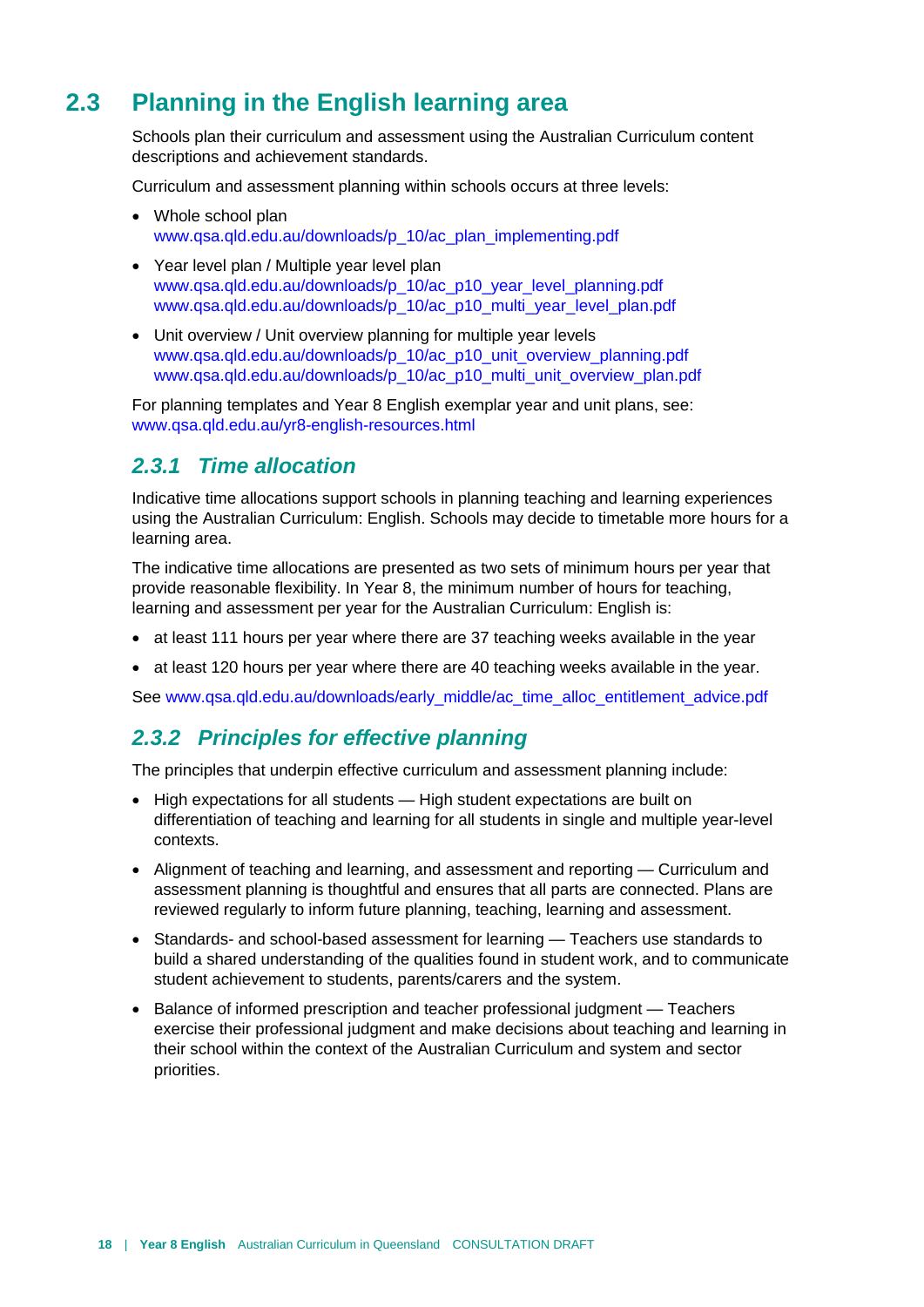## 2.3 Planning in the English learning area

Schools plan their curriculum and assessment using the Australian Curriculum content descriptions and achievement standards.

Curriculum and assessment planning within schools occurs at three levels:

- Whole school plan
  www.qsa.qld.edu.au/downloads/p_10/ac_plan_implementing.pdf
- Year level plan / Multiple year level plan
  www.qsa.qld.edu.au/downloads/p_10/ac_p10_year_level_planning.pdf
  www.qsa.qld.edu.au/downloads/p_10/ac_p10_multi_year_level_plan.pdf
- Unit overview / Unit overview planning for multiple year levels
  www.qsa.qld.edu.au/downloads/p_10/ac_p10_unit_overview_planning.pdf
  www.qsa.qld.edu.au/downloads/p_10/ac_p10_multi_unit_overview_plan.pdf

For planning templates and Year 8 English exemplar year and unit plans, see: www.qsa.qld.edu.au/yr8-english-resources.html

### *2.3.1 Time allocation*

Indicative time allocations support schools in planning teaching and learning experiences using the Australian Curriculum: English. Schools may decide to timetable more hours for a learning area.

The indicative time allocations are presented as two sets of minimum hours per year that provide reasonable flexibility. In Year 8, the minimum number of hours for teaching, learning and assessment per year for the Australian Curriculum: English is:

- at least 111 hours per year where there are 37 teaching weeks available in the year
- at least 120 hours per year where there are 40 teaching weeks available in the year.

See www.qsa.qld.edu.au/downloads/early_middle/ac_time_alloc_entitlement_advice.pdf

### *2.3.2 Principles for effective planning*

The principles that underpin effective curriculum and assessment planning include:

- High expectations for all students — High student expectations are built on differentiation of teaching and learning for all students in single and multiple year-level contexts.
- Alignment of teaching and learning, and assessment and reporting — Curriculum and assessment planning is thoughtful and ensures that all parts are connected. Plans are reviewed regularly to inform future planning, teaching, learning and assessment.
- Standards- and school-based assessment for learning — Teachers use standards to build a shared understanding of the qualities found in student work, and to communicate student achievement to students, parents/carers and the system.
- Balance of informed prescription and teacher professional judgment — Teachers exercise their professional judgment and make decisions about teaching and learning in their school within the context of the Australian Curriculum and system and sector priorities.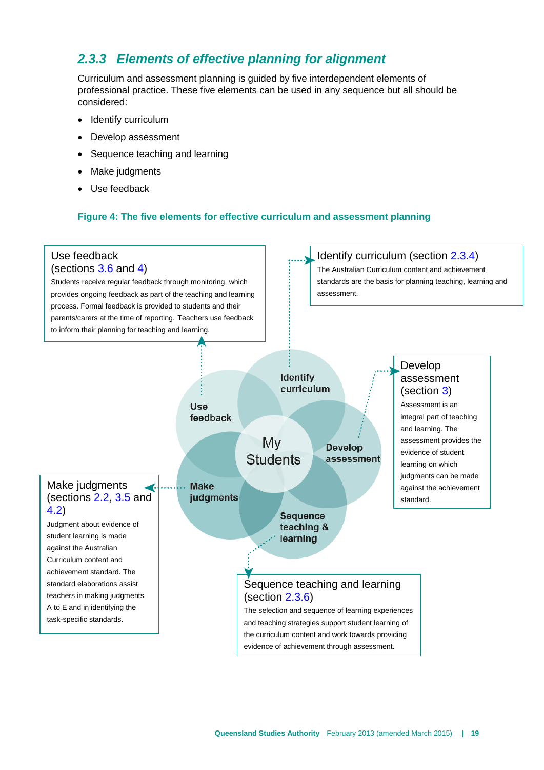### 2.3.3 Elements of effective planning for alignment

Curriculum and assessment planning is guided by five interdependent elements of professional practice. These five elements can be used in any sequence but all should be considered:

- Identify curriculum
- Develop assessment
- Sequence teaching and learning
- Make judgments
- Use feedback

**Figure 4: The five elements for effective curriculum and assessment planning**

**Use feedback (sections 3.6 and 4)**
Students receive regular feedback through monitoring, which provides ongoing feedback as part of the teaching and learning process. Formal feedback is provided to students and their parents/carers at the time of reporting. Teachers use feedback to inform their planning for teaching and learning.

**Identify curriculum (section 2.3.4)**
The Australian Curriculum content and achievement standards are the basis for planning teaching, learning and assessment.

**Develop assessment (section 3)**
Assessment is an integral part of teaching and learning. The assessment provides the evidence of student learning on which judgments can be made against the achievement standard.

**Make judgments (sections 2.2, 3.5 and 4.2)**
Judgment about evidence of student learning is made against the Australian Curriculum content and achievement standard. The standard elaborations assist teachers in making judgments A to E and in identifying the task-specific standards.

**Sequence teaching and learning (section 2.3.6)**
The selection and sequence of learning experiences and teaching strategies support student learning of the curriculum content and work towards providing evidence of achievement through assessment.

(Centre of diagram: My Students — surrounded by Identify curriculum, Develop assessment, Sequence teaching & learning, Make judgments, Use feedback)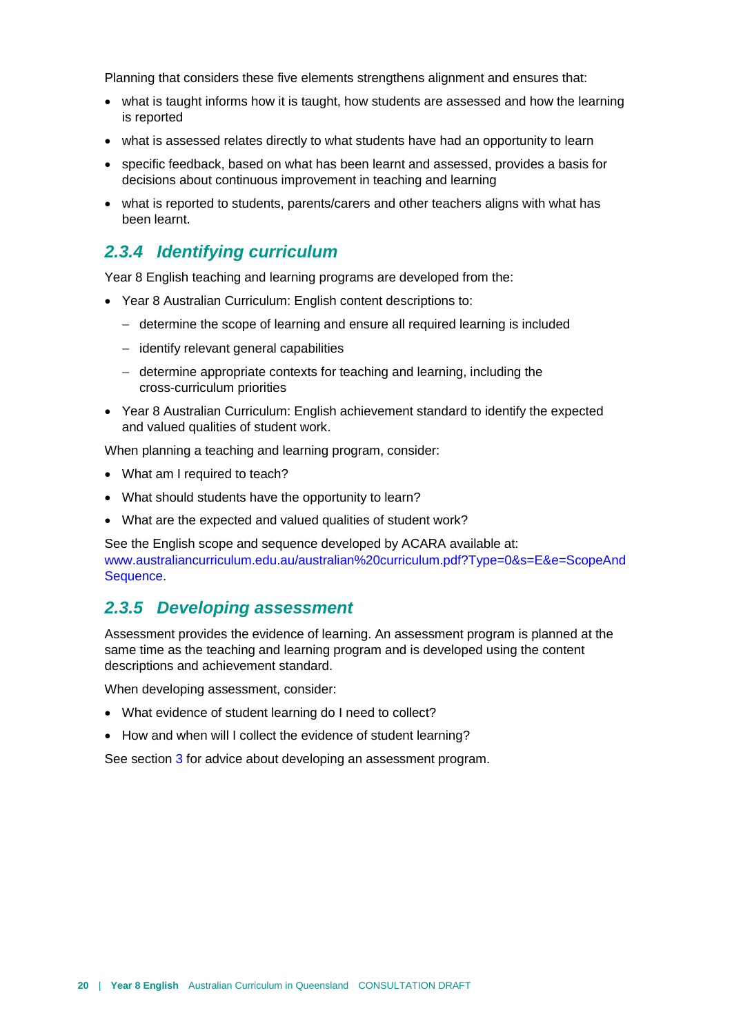Planning that considers these five elements strengthens alignment and ensures that:

- what is taught informs how it is taught, how students are assessed and how the learning is reported
- what is assessed relates directly to what students have had an opportunity to learn
- specific feedback, based on what has been learnt and assessed, provides a basis for decisions about continuous improvement in teaching and learning
- what is reported to students, parents/carers and other teachers aligns with what has been learnt.

### *2.3.4 Identifying curriculum*

Year 8 English teaching and learning programs are developed from the:

- Year 8 Australian Curriculum: English content descriptions to:
  - determine the scope of learning and ensure all required learning is included
  - identify relevant general capabilities
  - determine appropriate contexts for teaching and learning, including the cross-curriculum priorities
- Year 8 Australian Curriculum: English achievement standard to identify the expected and valued qualities of student work.

When planning a teaching and learning program, consider:

- What am I required to teach?
- What should students have the opportunity to learn?
- What are the expected and valued qualities of student work?

See the English scope and sequence developed by ACARA available at: www.australiancurriculum.edu.au/australian%20curriculum.pdf?Type=0&s=E&e=ScopeAndSequence.

### *2.3.5 Developing assessment*

Assessment provides the evidence of learning. An assessment program is planned at the same time as the teaching and learning program and is developed using the content descriptions and achievement standard.

When developing assessment, consider:

- What evidence of student learning do I need to collect?
- How and when will I collect the evidence of student learning?

See section 3 for advice about developing an assessment program.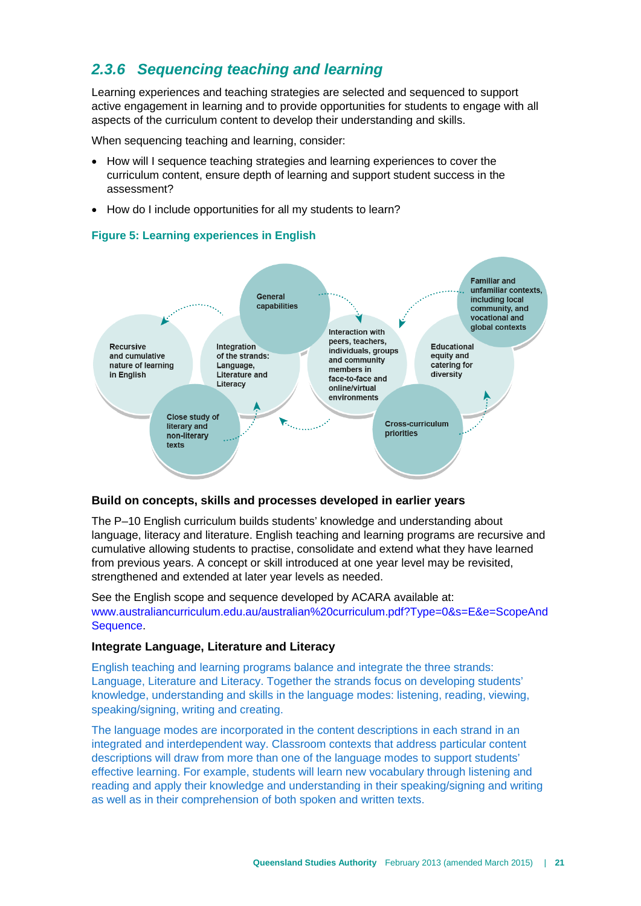## 2.3.6 Sequencing teaching and learning

Learning experiences and teaching strategies are selected and sequenced to support active engagement in learning and to provide opportunities for students to engage with all aspects of the curriculum content to develop their understanding and skills.

When sequencing teaching and learning, consider:

- How will I sequence teaching strategies and learning experiences to cover the curriculum content, ensure depth of learning and support student success in the assessment?
- How do I include opportunities for all my students to learn?

**Figure 5: Learning experiences in English**

Recursive and cumulative nature of learning in English

General capabilities

Integration of the strands: Language, Literature and Literacy

Close study of literary and non-literary texts

Interaction with peers, teachers, individuals, groups and community members in face-to-face and online/virtual environments

Cross-curriculum priorities

Educational equity and catering for diversity

Familiar and unfamiliar contexts, including local community, and vocational and global contexts

### Build on concepts, skills and processes developed in earlier years

The P–10 English curriculum builds students' knowledge and understanding about language, literacy and literature. English teaching and learning programs are recursive and cumulative allowing students to practise, consolidate and extend what they have learned from previous years. A concept or skill introduced at one year level may be revisited, strengthened and extended at later year levels as needed.

See the English scope and sequence developed by ACARA available at: www.australiancurriculum.edu.au/australian%20curriculum.pdf?Type=0&s=E&e=ScopeAndSequence.

### Integrate Language, Literature and Literacy

English teaching and learning programs balance and integrate the three strands: Language, Literature and Literacy. Together the strands focus on developing students' knowledge, understanding and skills in the language modes: listening, reading, viewing, speaking/signing, writing and creating.

The language modes are incorporated in the content descriptions in each strand in an integrated and interdependent way. Classroom contexts that address particular content descriptions will draw from more than one of the language modes to support students' effective learning. For example, students will learn new vocabulary through listening and reading and apply their knowledge and understanding in their speaking/signing and writing as well as in their comprehension of both spoken and written texts.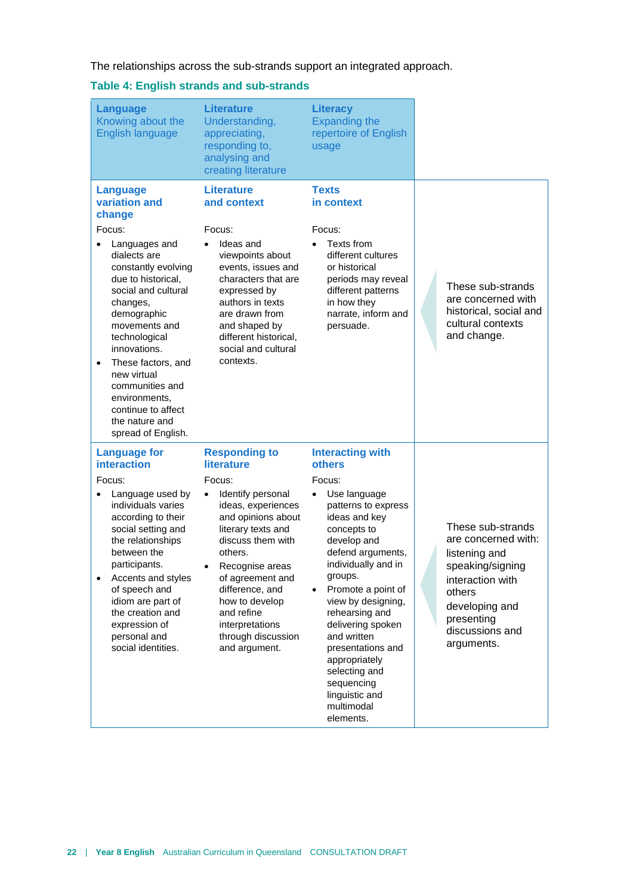The relationships across the sub-strands support an integrated approach.

**Table 4: English strands and sub-strands**

| **Language** Knowing about the English language | **Literature** Understanding, appreciating, responding to, analysing and creating literature | **Literacy** Expanding the repertoire of English usage | |
|---|---|---|---|
| **Language variation and change**<br><br>Focus:<br>• Languages and dialects are constantly evolving due to historical, social and cultural changes, demographic movements and technological innovations.<br>• These factors, and new virtual communities and environments, continue to affect the nature and spread of English. | **Literature and context**<br><br>Focus:<br>• Ideas and viewpoints about events, issues and characters that are expressed by authors in texts are drawn from and shaped by different historical, social and cultural contexts. | **Texts in context**<br><br>Focus:<br>• Texts from different cultures or historical periods may reveal different patterns in how they narrate, inform and persuade. | These sub-strands are concerned with historical, social and cultural contexts and change. |
| **Language for interaction**<br><br>Focus:<br>• Language used by individuals varies according to their social setting and the relationships between the participants.<br>• Accents and styles of speech and idiom are part of the creation and expression of personal and social identities. | **Responding to literature**<br><br>Focus:<br>• Identify personal ideas, experiences and opinions about literary texts and discuss them with others.<br>• Recognise areas of agreement and difference, and how to develop and refine interpretations through discussion and argument. | **Interacting with others**<br><br>Focus:<br>• Use language patterns to express ideas and key concepts to develop and defend arguments, individually and in groups.<br>• Promote a point of view by designing, rehearsing and delivering spoken and written presentations and appropriately selecting and sequencing linguistic and multimodal elements. | These sub-strands are concerned with:<br>listening and speaking/signing interaction with others<br>developing and presenting discussions and arguments. |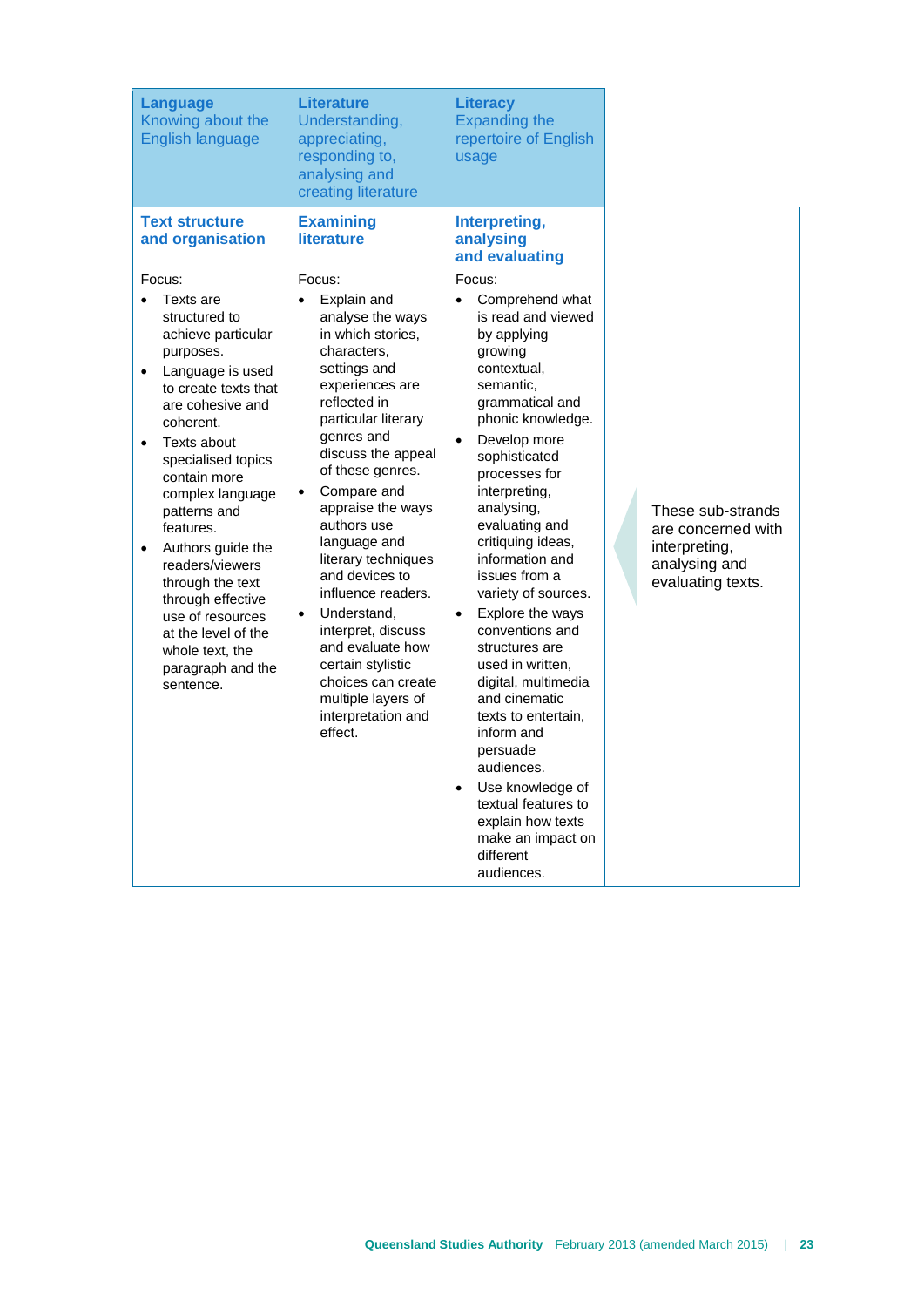| Language<br>Knowing about the English language | Literature<br>Understanding, appreciating, responding to, analysing and creating literature | Literacy<br>Expanding the repertoire of English usage | |
|---|---|---|---|
| **Text structure and organisation**<br><br>Focus:<br>• Texts are structured to achieve particular purposes.<br>• Language is used to create texts that are cohesive and coherent.<br>• Texts about specialised topics contain more complex language patterns and features.<br>• Authors guide the readers/viewers through the text through effective use of resources at the level of the whole text, the paragraph and the sentence. | **Examining literature**<br><br>Focus:<br>• Explain and analyse the ways in which stories, characters, settings and experiences are reflected in particular literary genres and discuss the appeal of these genres.<br>• Compare and appraise the ways authors use language and literary techniques and devices to influence readers.<br>• Understand, interpret, discuss and evaluate how certain stylistic choices can create multiple layers of interpretation and effect. | **Interpreting, analysing and evaluating**<br><br>Focus:<br>• Comprehend what is read and viewed by applying growing contextual, semantic, grammatical and phonic knowledge.<br>• Develop more sophisticated processes for interpreting, analysing, evaluating and critiquing ideas, information and issues from a variety of sources.<br>• Explore the ways conventions and structures are used in written, digital, multimedia and cinematic texts to entertain, inform and persuade audiences.<br>• Use knowledge of textual features to explain how texts make an impact on different audiences. | These sub-strands are concerned with interpreting, analysing and evaluating texts. |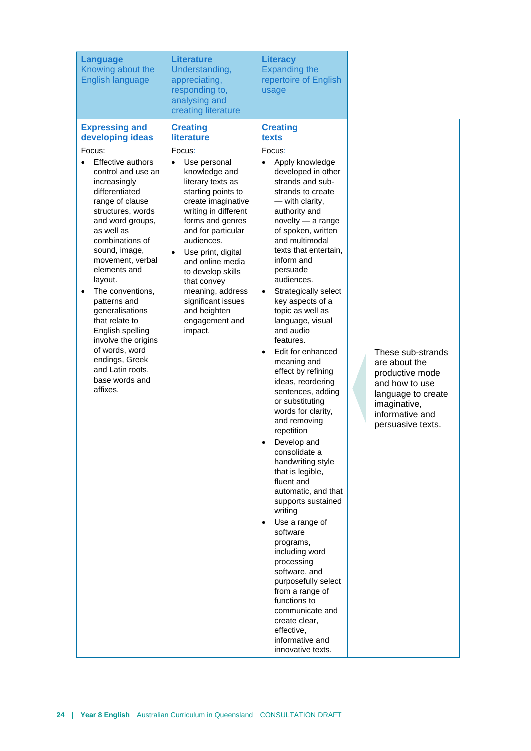| Language<br>Knowing about the English language | Literature<br>Understanding, appreciating, responding to, analysing and creating literature | Literacy<br>Expanding the repertoire of English usage | |
|---|---|---|---|
| **Expressing and developing ideas**<br>Focus:<br>• Effective authors control and use an increasingly differentiated range of clause structures, words and word groups, as well as combinations of sound, image, movement, verbal elements and layout.<br>• The conventions, patterns and generalisations that relate to English spelling involve the origins of words, word endings, Greek and Latin roots, base words and affixes. | **Creating literature**<br>Focus:<br>• Use personal knowledge and literary texts as starting points to create imaginative writing in different forms and genres and for particular audiences.<br>• Use print, digital and online media to develop skills that convey meaning, address significant issues and heighten engagement and impact. | **Creating texts**<br>Focus:<br>• Apply knowledge developed in other strands and sub-strands to create — with clarity, authority and novelty — a range of spoken, written and multimodal texts that entertain, inform and persuade audiences.<br>• Strategically select key aspects of a topic as well as language, visual and audio features.<br>• Edit for enhanced meaning and effect by refining ideas, reordering sentences, adding or substituting words for clarity, and removing repetition<br>• Develop and consolidate a handwriting style that is legible, fluent and automatic, and that supports sustained writing<br>• Use a range of software programs, including word processing software, and purposefully select from a range of functions to communicate and create clear, effective, informative and innovative texts. | These sub-strands are about the productive mode and how to use language to create imaginative, informative and persuasive texts. |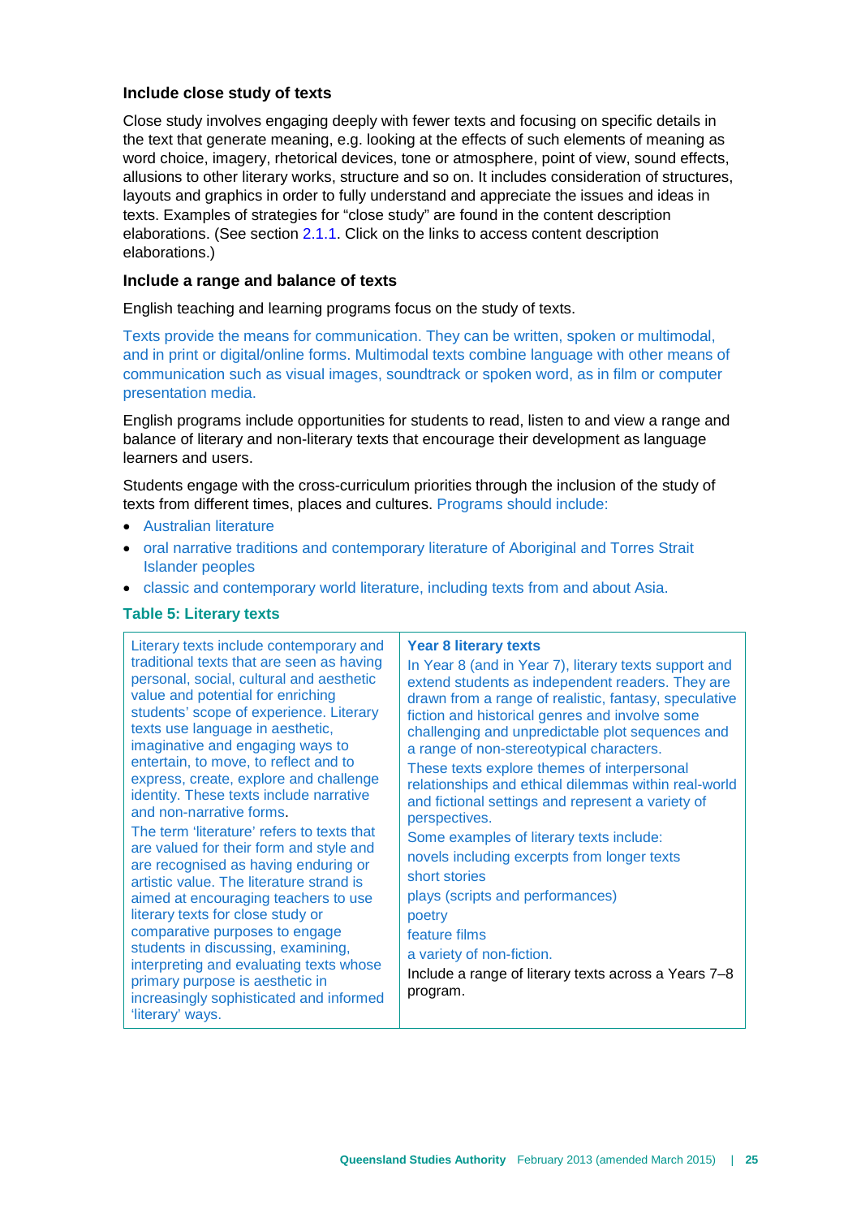### Include close study of texts

Close study involves engaging deeply with fewer texts and focusing on specific details in the text that generate meaning, e.g. looking at the effects of such elements of meaning as word choice, imagery, rhetorical devices, tone or atmosphere, point of view, sound effects, allusions to other literary works, structure and so on. It includes consideration of structures, layouts and graphics in order to fully understand and appreciate the issues and ideas in texts. Examples of strategies for "close study" are found in the content description elaborations. (See section 2.1.1. Click on the links to access content description elaborations.)

### Include a range and balance of texts

English teaching and learning programs focus on the study of texts.

Texts provide the means for communication. They can be written, spoken or multimodal, and in print or digital/online forms. Multimodal texts combine language with other means of communication such as visual images, soundtrack or spoken word, as in film or computer presentation media.

English programs include opportunities for students to read, listen to and view a range and balance of literary and non-literary texts that encourage their development as language learners and users.

Students engage with the cross-curriculum priorities through the inclusion of the study of texts from different times, places and cultures. Programs should include:

- Australian literature
- oral narrative traditions and contemporary literature of Aboriginal and Torres Strait Islander peoples
- classic and contemporary world literature, including texts from and about Asia.

**Table 5: Literary texts**

| | **Year 8 literary texts** |
|---|---|
| Literary texts include contemporary and traditional texts that are seen as having personal, social, cultural and aesthetic value and potential for enriching students' scope of experience. Literary texts use language in aesthetic, imaginative and engaging ways to entertain, to move, to reflect and to express, create, explore and challenge identity. These texts include narrative and non-narrative forms.<br><br>The term 'literature' refers to texts that are valued for their form and style and are recognised as having enduring or artistic value. The literature strand is aimed at encouraging teachers to use literary texts for close study or comparative purposes to engage students in discussing, examining, interpreting and evaluating texts whose primary purpose is aesthetic in increasingly sophisticated and informed 'literary' ways. | In Year 8 (and in Year 7), literary texts support and extend students as independent readers. They are drawn from a range of realistic, fantasy, speculative fiction and historical genres and involve some challenging and unpredictable plot sequences and a range of non-stereotypical characters.<br><br>These texts explore themes of interpersonal relationships and ethical dilemmas within real-world and fictional settings and represent a variety of perspectives.<br><br>Some examples of literary texts include:<br>novels including excerpts from longer texts<br>short stories<br>plays (scripts and performances)<br>poetry<br>feature films<br>a variety of non-fiction.<br><br>Include a range of literary texts across a Years 7–8 program. |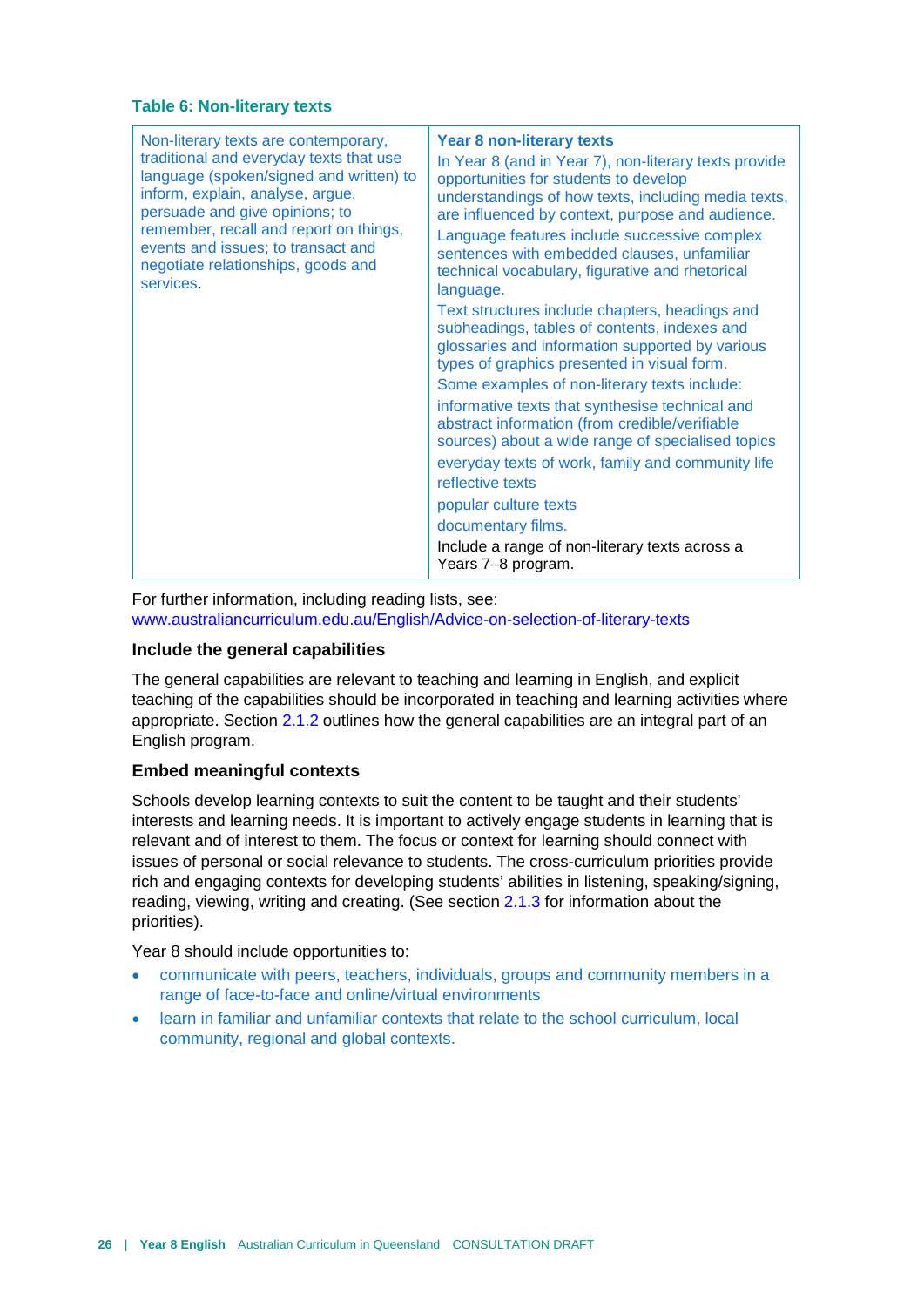**Table 6: Non-literary texts**

| Non-literary texts are contemporary, traditional and everyday texts that use language (spoken/signed and written) to inform, explain, analyse, argue, persuade and give opinions; to remember, recall and report on things, events and issues; to transact and negotiate relationships, goods and services. | **Year 8 non-literary texts**<br>In Year 8 (and in Year 7), non-literary texts provide opportunities for students to develop understandings of how texts, including media texts, are influenced by context, purpose and audience.<br>Language features include successive complex sentences with embedded clauses, unfamiliar technical vocabulary, figurative and rhetorical language.<br>Text structures include chapters, headings and subheadings, tables of contents, indexes and glossaries and information supported by various types of graphics presented in visual form.<br>Some examples of non-literary texts include:<br>informative texts that synthesise technical and abstract information (from credible/verifiable sources) about a wide range of specialised topics<br>everyday texts of work, family and community life<br>reflective texts<br>popular culture texts<br>documentary films.<br>Include a range of non-literary texts across a Years 7–8 program. |
|---|---|

For further information, including reading lists, see: www.australiancurriculum.edu.au/English/Advice-on-selection-of-literary-texts

### Include the general capabilities

The general capabilities are relevant to teaching and learning in English, and explicit teaching of the capabilities should be incorporated in teaching and learning activities where appropriate. Section 2.1.2 outlines how the general capabilities are an integral part of an English program.

### Embed meaningful contexts

Schools develop learning contexts to suit the content to be taught and their students' interests and learning needs. It is important to actively engage students in learning that is relevant and of interest to them. The focus or context for learning should connect with issues of personal or social relevance to students. The cross-curriculum priorities provide rich and engaging contexts for developing students' abilities in listening, speaking/signing, reading, viewing, writing and creating. (See section 2.1.3 for information about the priorities).

Year 8 should include opportunities to:

- communicate with peers, teachers, individuals, groups and community members in a range of face-to-face and online/virtual environments
- learn in familiar and unfamiliar contexts that relate to the school curriculum, local community, regional and global contexts.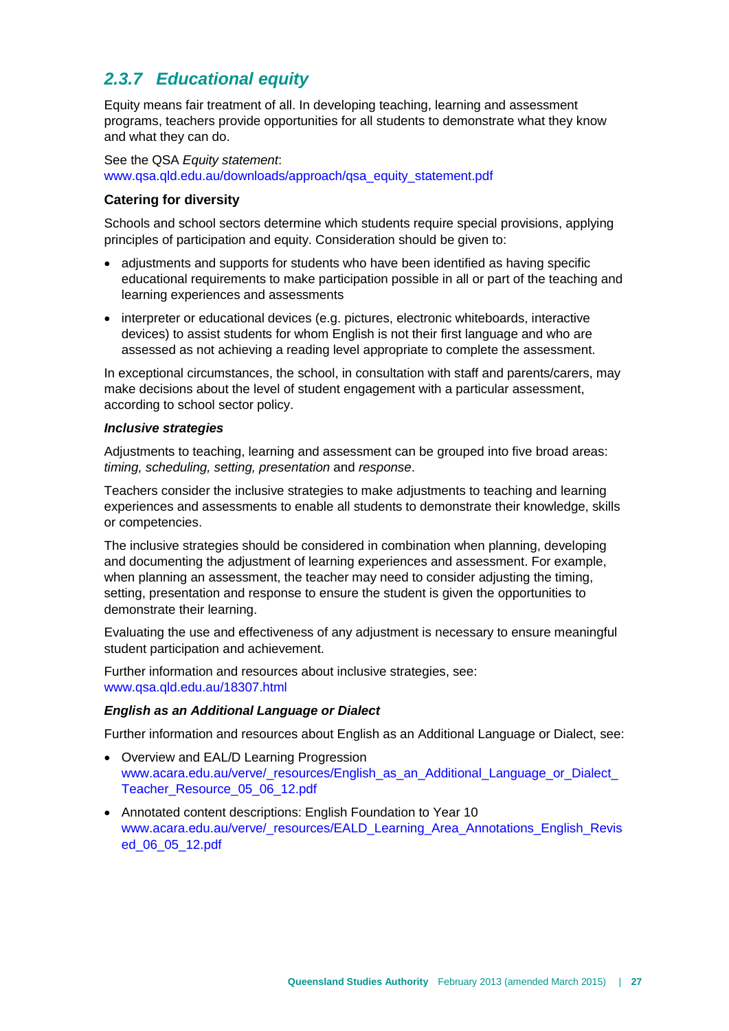### 2.3.7 Educational equity

Equity means fair treatment of all. In developing teaching, learning and assessment programs, teachers provide opportunities for all students to demonstrate what they know and what they can do.

See the QSA *Equity statement*:
www.qsa.qld.edu.au/downloads/approach/qsa_equity_statement.pdf

#### Catering for diversity

Schools and school sectors determine which students require special provisions, applying principles of participation and equity. Consideration should be given to:

- adjustments and supports for students who have been identified as having specific educational requirements to make participation possible in all or part of the teaching and learning experiences and assessments
- interpreter or educational devices (e.g. pictures, electronic whiteboards, interactive devices) to assist students for whom English is not their first language and who are assessed as not achieving a reading level appropriate to complete the assessment.

In exceptional circumstances, the school, in consultation with staff and parents/carers, may make decisions about the level of student engagement with a particular assessment, according to school sector policy.

***Inclusive strategies***

Adjustments to teaching, learning and assessment can be grouped into five broad areas: *timing, scheduling, setting, presentation* and *response*.

Teachers consider the inclusive strategies to make adjustments to teaching and learning experiences and assessments to enable all students to demonstrate their knowledge, skills or competencies.

The inclusive strategies should be considered in combination when planning, developing and documenting the adjustment of learning experiences and assessment. For example, when planning an assessment, the teacher may need to consider adjusting the timing, setting, presentation and response to ensure the student is given the opportunities to demonstrate their learning.

Evaluating the use and effectiveness of any adjustment is necessary to ensure meaningful student participation and achievement.

Further information and resources about inclusive strategies, see:
www.qsa.qld.edu.au/18307.html

***English as an Additional Language or Dialect***

Further information and resources about English as an Additional Language or Dialect, see:

- Overview and EAL/D Learning Progression
  www.acara.edu.au/verve/_resources/English_as_an_Additional_Language_or_Dialect_Teacher_Resource_05_06_12.pdf
- Annotated content descriptions: English Foundation to Year 10
  www.acara.edu.au/verve/_resources/EALD_Learning_Area_Annotations_English_Revised_06_05_12.pdf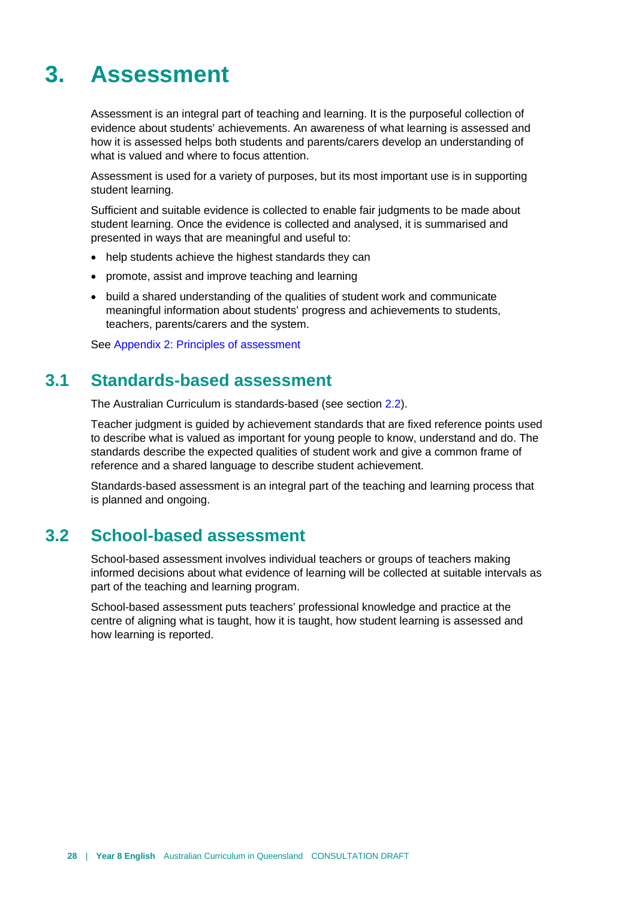# 3. Assessment

Assessment is an integral part of teaching and learning. It is the purposeful collection of evidence about students' achievements. An awareness of what learning is assessed and how it is assessed helps both students and parents/carers develop an understanding of what is valued and where to focus attention.

Assessment is used for a variety of purposes, but its most important use is in supporting student learning.

Sufficient and suitable evidence is collected to enable fair judgments to be made about student learning. Once the evidence is collected and analysed, it is summarised and presented in ways that are meaningful and useful to:

- help students achieve the highest standards they can
- promote, assist and improve teaching and learning
- build a shared understanding of the qualities of student work and communicate meaningful information about students' progress and achievements to students, teachers, parents/carers and the system.

See Appendix 2: Principles of assessment

## 3.1 Standards-based assessment

The Australian Curriculum is standards-based (see section 2.2).

Teacher judgment is guided by achievement standards that are fixed reference points used to describe what is valued as important for young people to know, understand and do. The standards describe the expected qualities of student work and give a common frame of reference and a shared language to describe student achievement.

Standards-based assessment is an integral part of the teaching and learning process that is planned and ongoing.

## 3.2 School-based assessment

School-based assessment involves individual teachers or groups of teachers making informed decisions about what evidence of learning will be collected at suitable intervals as part of the teaching and learning program.

School-based assessment puts teachers' professional knowledge and practice at the centre of aligning what is taught, how it is taught, how student learning is assessed and how learning is reported.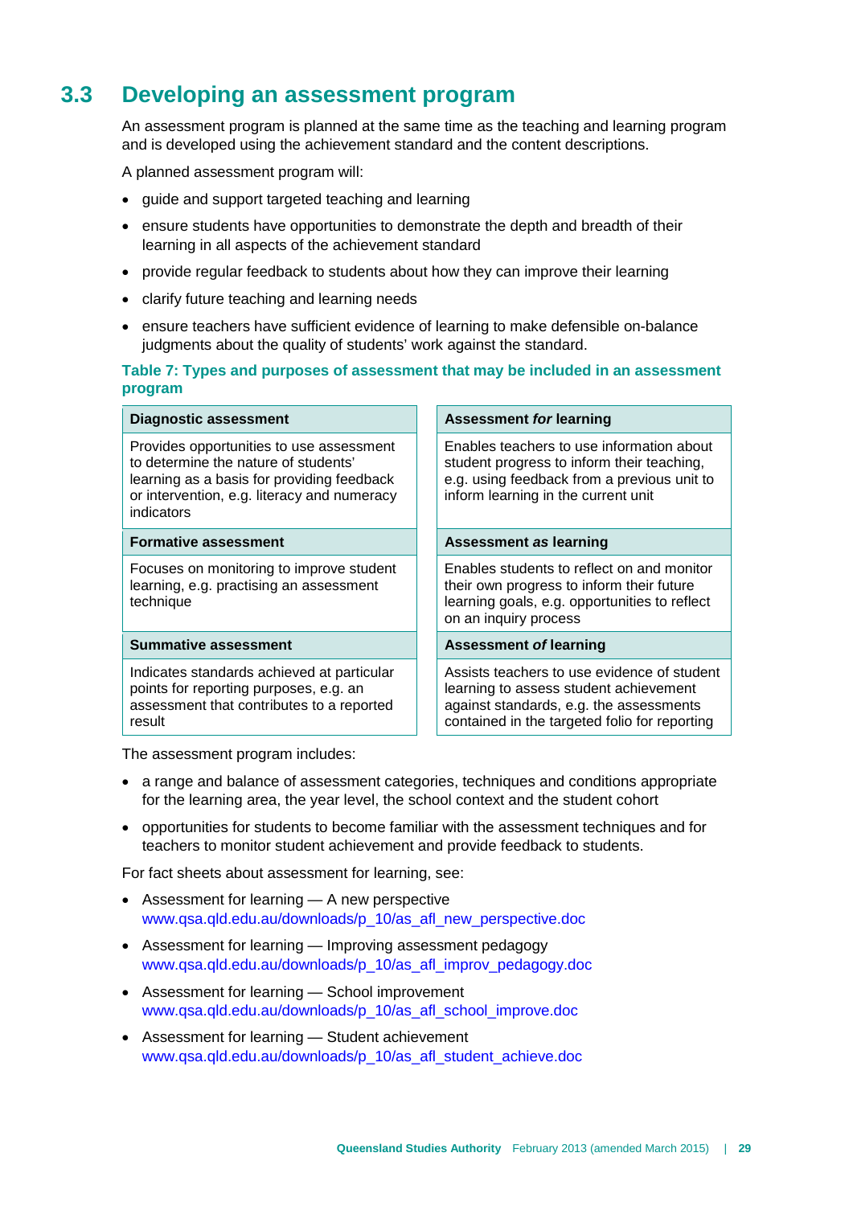## 3.3 Developing an assessment program

An assessment program is planned at the same time as the teaching and learning program and is developed using the achievement standard and the content descriptions.

A planned assessment program will:

- guide and support targeted teaching and learning
- ensure students have opportunities to demonstrate the depth and breadth of their learning in all aspects of the achievement standard
- provide regular feedback to students about how they can improve their learning
- clarify future teaching and learning needs
- ensure teachers have sufficient evidence of learning to make defensible on-balance judgments about the quality of students' work against the standard.

**Table 7: Types and purposes of assessment that may be included in an assessment program**

| Diagnostic assessment | Assessment *for* learning |
|---|---|
| Provides opportunities to use assessment to determine the nature of students' learning as a basis for providing feedback or intervention, e.g. literacy and numeracy indicators | Enables teachers to use information about student progress to inform their teaching, e.g. using feedback from a previous unit to inform learning in the current unit |
| **Formative assessment** | **Assessment *as* learning** |
| Focuses on monitoring to improve student learning, e.g. practising an assessment technique | Enables students to reflect on and monitor their own progress to inform their future learning goals, e.g. opportunities to reflect on an inquiry process |
| **Summative assessment** | **Assessment *of* learning** |
| Indicates standards achieved at particular points for reporting purposes, e.g. an assessment that contributes to a reported result | Assists teachers to use evidence of student learning to assess student achievement against standards, e.g. the assessments contained in the targeted folio for reporting |

The assessment program includes:

- a range and balance of assessment categories, techniques and conditions appropriate for the learning area, the year level, the school context and the student cohort
- opportunities for students to become familiar with the assessment techniques and for teachers to monitor student achievement and provide feedback to students.

For fact sheets about assessment for learning, see:

- Assessment for learning — A new perspective
  www.qsa.qld.edu.au/downloads/p_10/as_afl_new_perspective.doc
- Assessment for learning — Improving assessment pedagogy
  www.qsa.qld.edu.au/downloads/p_10/as_afl_improv_pedagogy.doc
- Assessment for learning — School improvement
  www.qsa.qld.edu.au/downloads/p_10/as_afl_school_improve.doc
- Assessment for learning — Student achievement
  www.qsa.qld.edu.au/downloads/p_10/as_afl_student_achieve.doc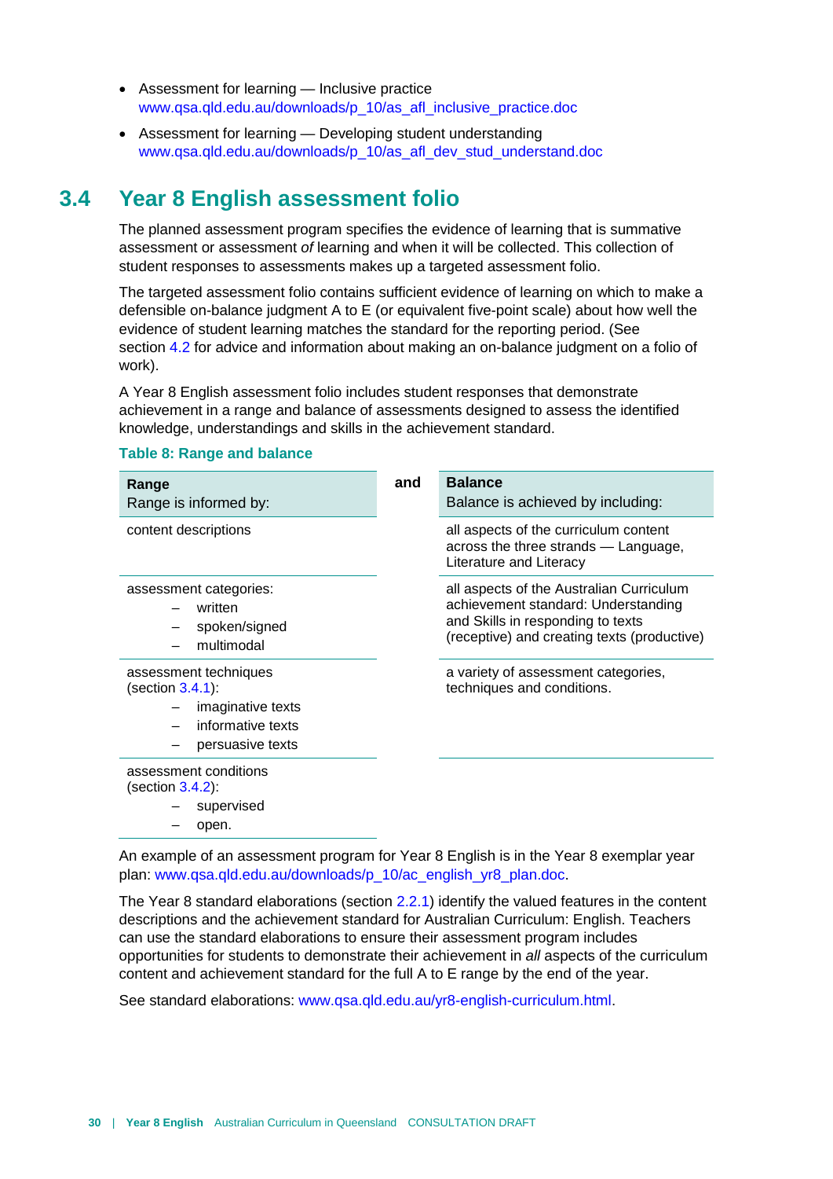- Assessment for learning — Inclusive practice
  www.qsa.qld.edu.au/downloads/p_10/as_afl_inclusive_practice.doc
- Assessment for learning — Developing student understanding
  www.qsa.qld.edu.au/downloads/p_10/as_afl_dev_stud_understand.doc

## 3.4 Year 8 English assessment folio

The planned assessment program specifies the evidence of learning that is summative assessment or assessment *of* learning and when it will be collected. This collection of student responses to assessments makes up a targeted assessment folio.

The targeted assessment folio contains sufficient evidence of learning on which to make a defensible on-balance judgment A to E (or equivalent five-point scale) about how well the evidence of student learning matches the standard for the reporting period. (See section 4.2 for advice and information about making an on-balance judgment on a folio of work).

A Year 8 English assessment folio includes student responses that demonstrate achievement in a range and balance of assessments designed to assess the identified knowledge, understandings and skills in the achievement standard.

**Table 8: Range and balance**

| **Range**<br>Range is informed by: | and | **Balance**<br>Balance is achieved by including: |
|---|---|---|
| content descriptions | | all aspects of the curriculum content across the three strands — Language, Literature and Literacy |
| assessment categories:<br>– written<br>– spoken/signed<br>– multimodal | | all aspects of the Australian Curriculum achievement standard: Understanding and Skills in responding to texts (receptive) and creating texts (productive) |
| assessment techniques (section 3.4.1):<br>– imaginative texts<br>– informative texts<br>– persuasive texts | | a variety of assessment categories, techniques and conditions. |
| assessment conditions (section 3.4.2):<br>– supervised<br>– open. | | |

An example of an assessment program for Year 8 English is in the Year 8 exemplar year plan: www.qsa.qld.edu.au/downloads/p_10/ac_english_yr8_plan.doc.

The Year 8 standard elaborations (section 2.2.1) identify the valued features in the content descriptions and the achievement standard for Australian Curriculum: English. Teachers can use the standard elaborations to ensure their assessment program includes opportunities for students to demonstrate their achievement in *all* aspects of the curriculum content and achievement standard for the full A to E range by the end of the year.

See standard elaborations: www.qsa.qld.edu.au/yr8-english-curriculum.html.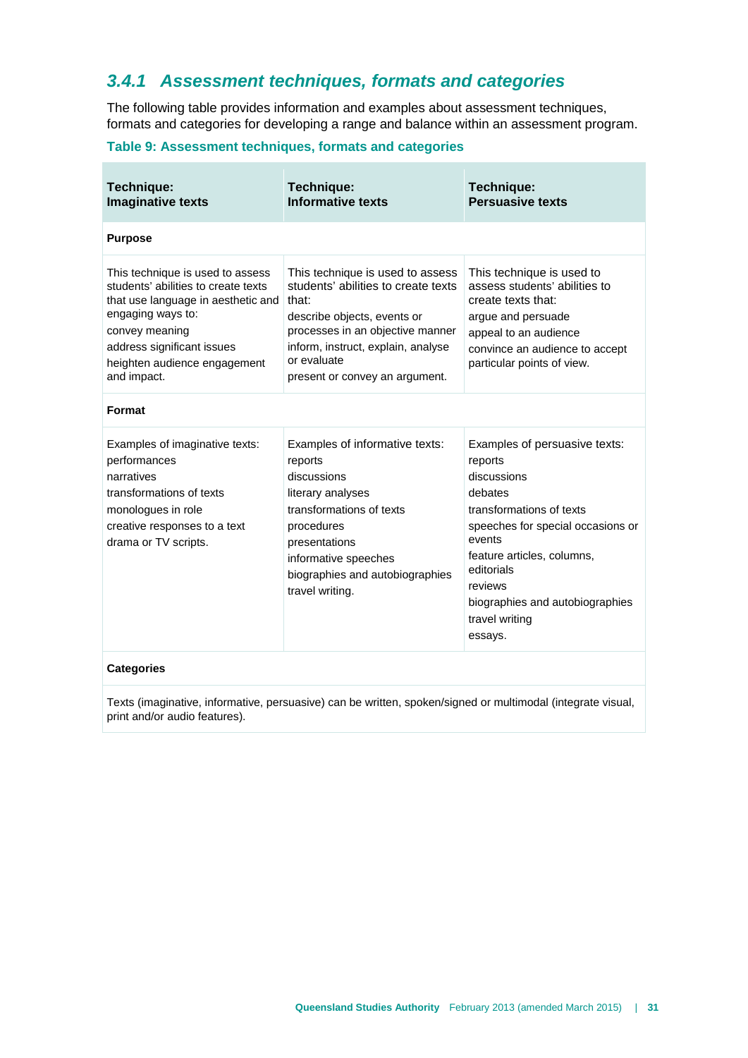### 3.4.1 Assessment techniques, formats and categories

The following table provides information and examples about assessment techniques, formats and categories for developing a range and balance within an assessment program.

**Table 9: Assessment techniques, formats and categories**

| Technique: Imaginative texts | Technique: Informative texts | Technique: Persuasive texts |
|---|---|---|
| **Purpose** | | |
| This technique is used to assess students' abilities to create texts that use language in aesthetic and engaging ways to:<br>convey meaning<br>address significant issues<br>heighten audience engagement and impact. | This technique is used to assess students' abilities to create texts that:<br>describe objects, events or processes in an objective manner<br>inform, instruct, explain, analyse or evaluate<br>present or convey an argument. | This technique is used to assess students' abilities to create texts that:<br>argue and persuade<br>appeal to an audience<br>convince an audience to accept particular points of view. |
| **Format** | | |
| Examples of imaginative texts:<br>performances<br>narratives<br>transformations of texts<br>monologues in role<br>creative responses to a text<br>drama or TV scripts. | Examples of informative texts:<br>reports<br>discussions<br>literary analyses<br>transformations of texts<br>procedures<br>presentations<br>informative speeches<br>biographies and autobiographies<br>travel writing. | Examples of persuasive texts:<br>reports<br>discussions<br>debates<br>transformations of texts<br>speeches for special occasions or events<br>feature articles, columns, editorials<br>reviews<br>biographies and autobiographies<br>travel writing<br>essays. |
| **Categories** | | |
| Texts (imaginative, informative, persuasive) can be written, spoken/signed or multimodal (integrate visual, print and/or audio features). | | |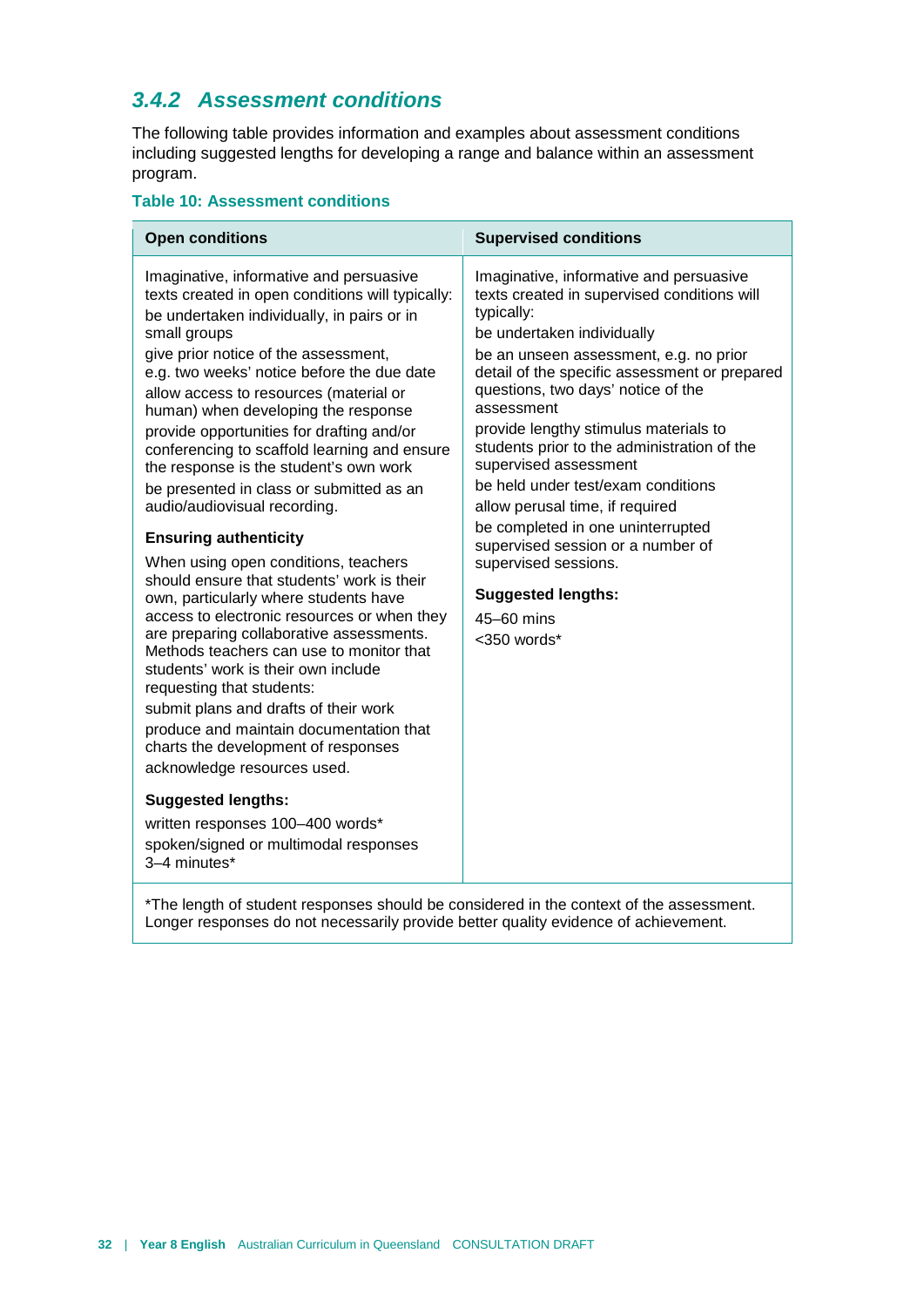### 3.4.2 Assessment conditions

The following table provides information and examples about assessment conditions including suggested lengths for developing a range and balance within an assessment program.

**Table 10: Assessment conditions**

| Open conditions | Supervised conditions |
|---|---|
| Imaginative, informative and persuasive texts created in open conditions will typically:<br>be undertaken individually, in pairs or in small groups<br>give prior notice of the assessment, e.g. two weeks' notice before the due date<br>allow access to resources (material or human) when developing the response<br>provide opportunities for drafting and/or conferencing to scaffold learning and ensure the response is the student's own work<br>be presented in class or submitted as an audio/audiovisual recording.<br><br>**Ensuring authenticity**<br>When using open conditions, teachers should ensure that students' work is their own, particularly where students have access to electronic resources or when they are preparing collaborative assessments. Methods teachers can use to monitor that students' work is their own include requesting that students:<br>submit plans and drafts of their work<br>produce and maintain documentation that charts the development of responses<br>acknowledge resources used.<br><br>**Suggested lengths:**<br>written responses 100–400 words*<br>spoken/signed or multimodal responses 3–4 minutes* | Imaginative, informative and persuasive texts created in supervised conditions will typically:<br>be undertaken individually<br>be an unseen assessment, e.g. no prior detail of the specific assessment or prepared questions, two days' notice of the assessment<br>provide lengthy stimulus materials to students prior to the administration of the supervised assessment<br>be held under test/exam conditions<br>allow perusal time, if required<br>be completed in one uninterrupted supervised session or a number of supervised sessions.<br><br>**Suggested lengths:**<br>45–60 mins<br><350 words* |
| *The length of student responses should be considered in the context of the assessment. Longer responses do not necessarily provide better quality evidence of achievement. | |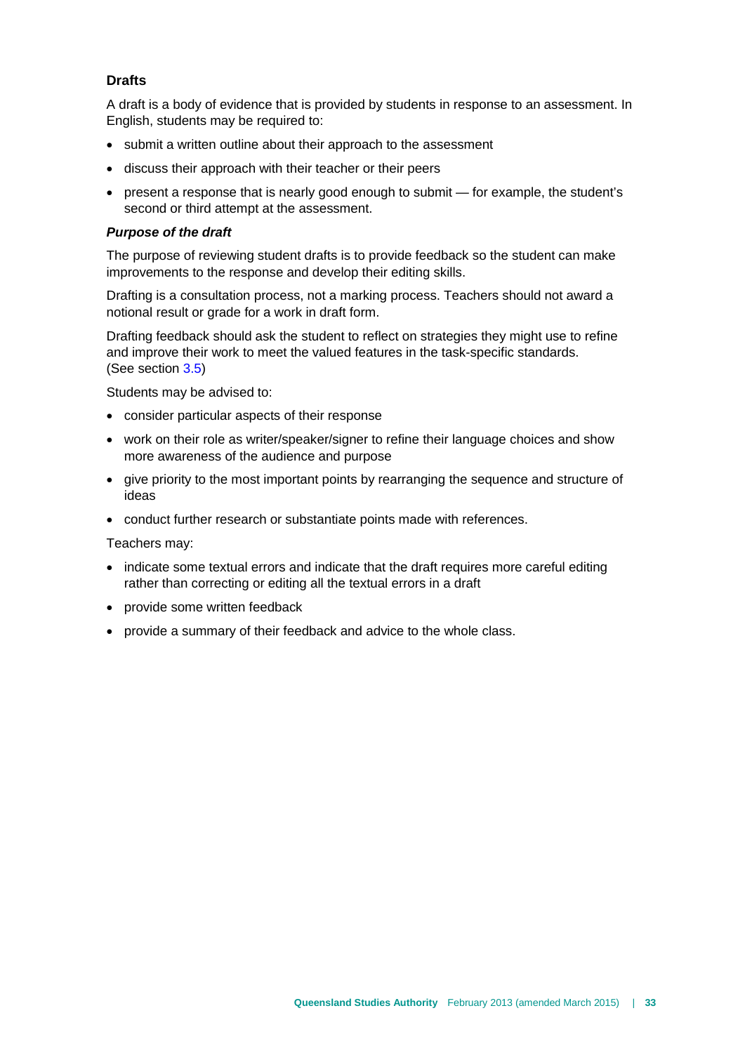### Drafts

A draft is a body of evidence that is provided by students in response to an assessment. In English, students may be required to:

- submit a written outline about their approach to the assessment
- discuss their approach with their teacher or their peers
- present a response that is nearly good enough to submit — for example, the student's second or third attempt at the assessment.

#### *Purpose of the draft*

The purpose of reviewing student drafts is to provide feedback so the student can make improvements to the response and develop their editing skills.

Drafting is a consultation process, not a marking process. Teachers should not award a notional result or grade for a work in draft form.

Drafting feedback should ask the student to reflect on strategies they might use to refine and improve their work to meet the valued features in the task-specific standards. (See section 3.5)

Students may be advised to:

- consider particular aspects of their response
- work on their role as writer/speaker/signer to refine their language choices and show more awareness of the audience and purpose
- give priority to the most important points by rearranging the sequence and structure of ideas
- conduct further research or substantiate points made with references.

Teachers may:

- indicate some textual errors and indicate that the draft requires more careful editing rather than correcting or editing all the textual errors in a draft
- provide some written feedback
- provide a summary of their feedback and advice to the whole class.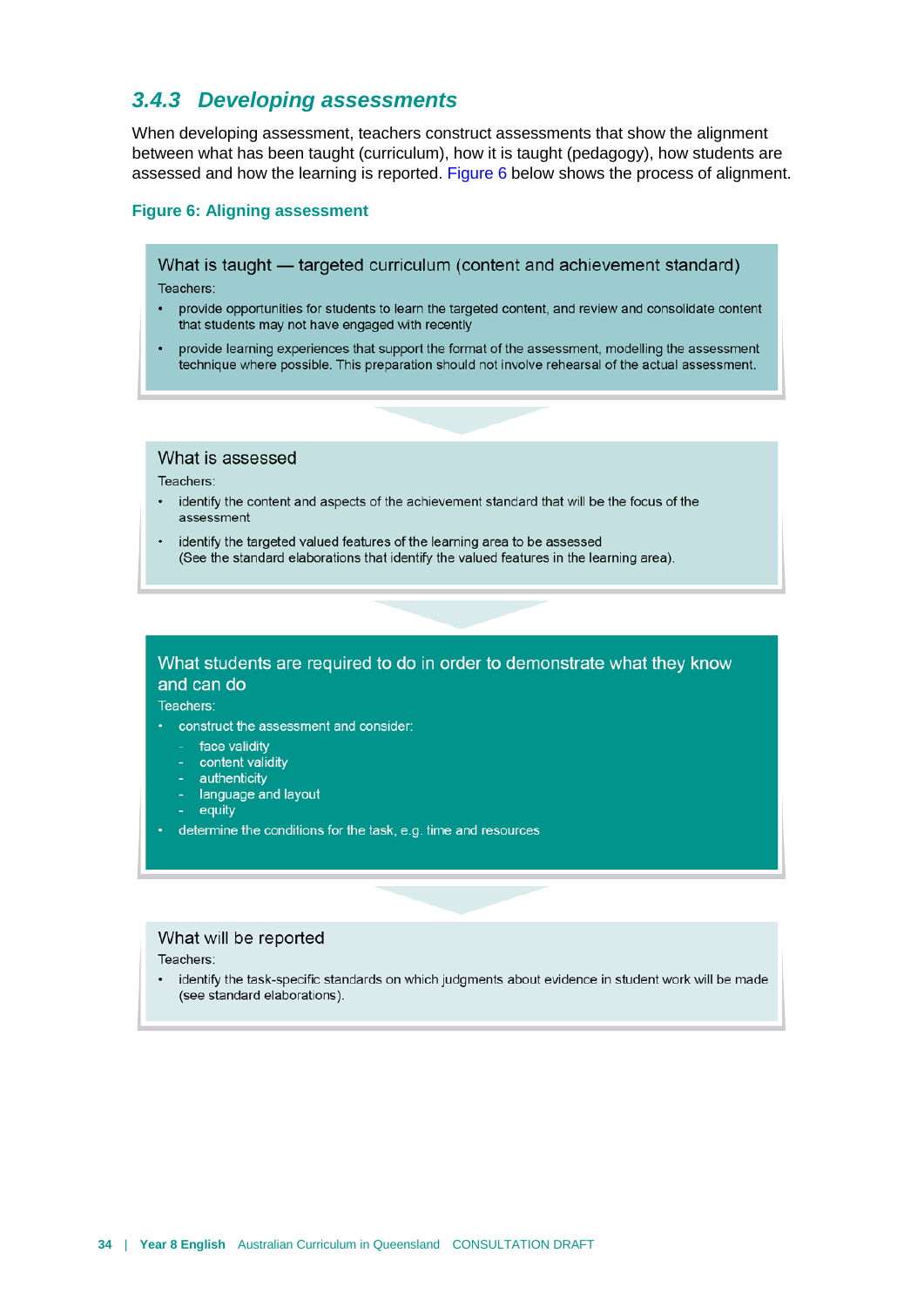### 3.4.3 Developing assessments

When developing assessment, teachers construct assessments that show the alignment between what has been taught (curriculum), how it is taught (pedagogy), how students are assessed and how the learning is reported. Figure 6 below shows the process of alignment.

**Figure 6: Aligning assessment**

**What is taught — targeted curriculum (content and achievement standard)**

Teachers:

- provide opportunities for students to learn the targeted content, and review and consolidate content that students may not have engaged with recently
- provide learning experiences that support the format of the assessment, modelling the assessment technique where possible. This preparation should not involve rehearsal of the actual assessment.

**What is assessed**

Teachers:

- identify the content and aspects of the achievement standard that will be the focus of the assessment
- identify the targeted valued features of the learning area to be assessed (See the standard elaborations that identify the valued features in the learning area).

**What students are required to do in order to demonstrate what they know and can do**

Teachers:

- construct the assessment and consider:
  - face validity
  - content validity
  - authenticity
  - language and layout
  - equity
- determine the conditions for the task, e.g. time and resources

**What will be reported**

Teachers:

- identify the task-specific standards on which judgments about evidence in student work will be made (see standard elaborations).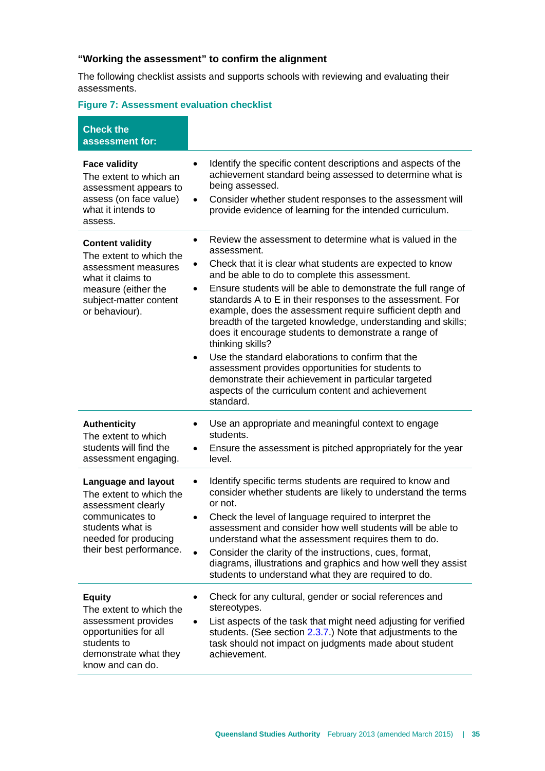### "Working the assessment" to confirm the alignment

The following checklist assists and supports schools with reviewing and evaluating their assessments.

**Figure 7: Assessment evaluation checklist**

| Check the assessment for: | |
|---|---|
| **Face validity**<br>The extent to which an assessment appears to assess (on face value) what it intends to assess. | • Identify the specific content descriptions and aspects of the achievement standard being assessed to determine what is being assessed.<br>• Consider whether student responses to the assessment will provide evidence of learning for the intended curriculum. |
| **Content validity**<br>The extent to which the assessment measures what it claims to measure (either the subject-matter content or behaviour). | • Review the assessment to determine what is valued in the assessment.<br>• Check that it is clear what students are expected to know and be able to do to complete this assessment.<br>• Ensure students will be able to demonstrate the full range of standards A to E in their responses to the assessment. For example, does the assessment require sufficient depth and breadth of the targeted knowledge, understanding and skills; does it encourage students to demonstrate a range of thinking skills?<br>• Use the standard elaborations to confirm that the assessment provides opportunities for students to demonstrate their achievement in particular targeted aspects of the curriculum content and achievement standard. |
| **Authenticity**<br>The extent to which students will find the assessment engaging. | • Use an appropriate and meaningful context to engage students.<br>• Ensure the assessment is pitched appropriately for the year level. |
| **Language and layout**<br>The extent to which the assessment clearly communicates to students what is needed for producing their best performance. | • Identify specific terms students are required to know and consider whether students are likely to understand the terms or not.<br>• Check the level of language required to interpret the assessment and consider how well students will be able to understand what the assessment requires them to do.<br>• Consider the clarity of the instructions, cues, format, diagrams, illustrations and graphics and how well they assist students to understand what they are required to do. |
| **Equity**<br>The extent to which the assessment provides opportunities for all students to demonstrate what they know and can do. | • Check for any cultural, gender or social references and stereotypes.<br>• List aspects of the task that might need adjusting for verified students. (See section 2.3.7.) Note that adjustments to the task should not impact on judgments made about student achievement. |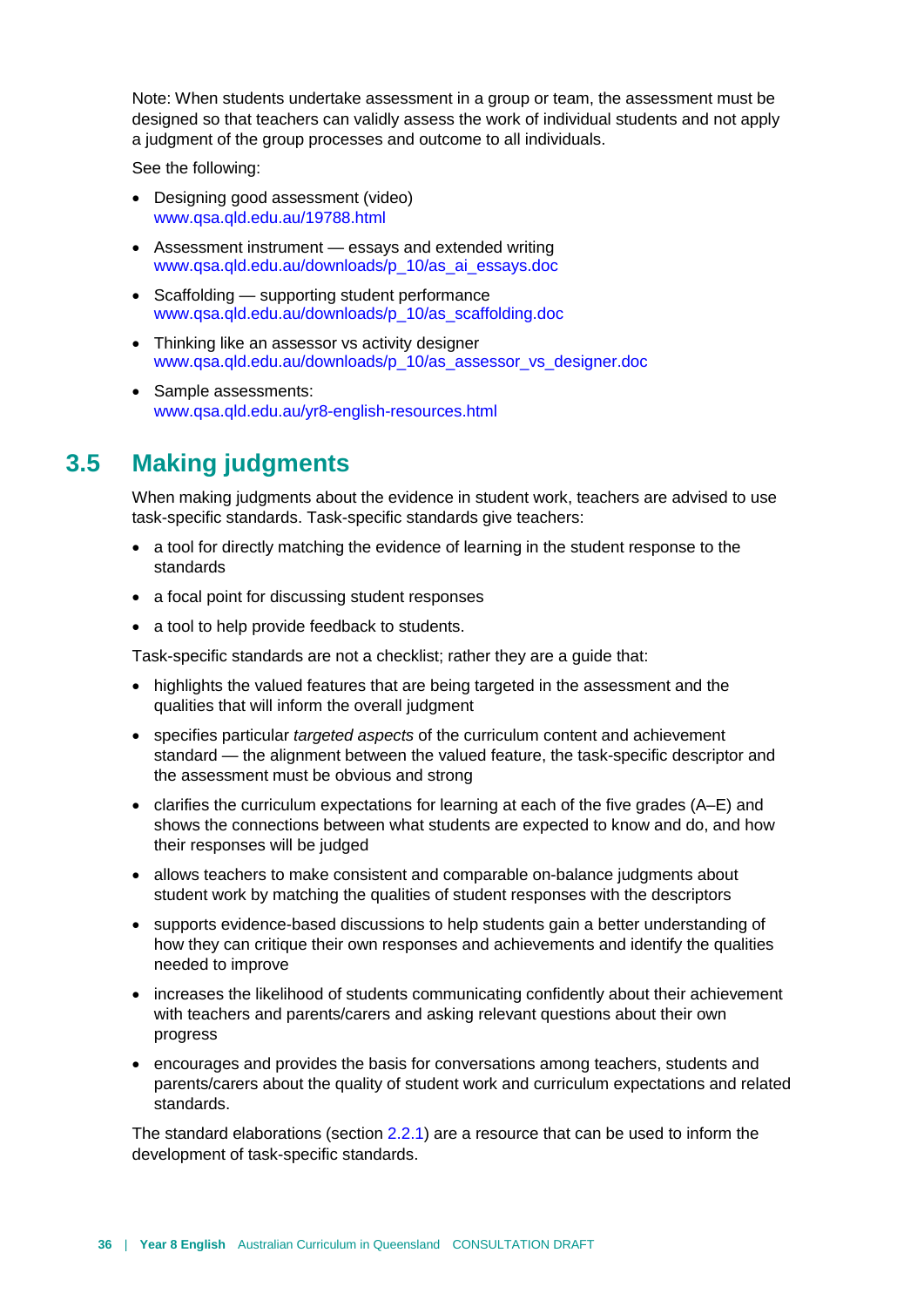Note: When students undertake assessment in a group or team, the assessment must be designed so that teachers can validly assess the work of individual students and not apply a judgment of the group processes and outcome to all individuals.

See the following:

- Designing good assessment (video)
  www.qsa.qld.edu.au/19788.html
- Assessment instrument — essays and extended writing
  www.qsa.qld.edu.au/downloads/p_10/as_ai_essays.doc
- Scaffolding — supporting student performance
  www.qsa.qld.edu.au/downloads/p_10/as_scaffolding.doc
- Thinking like an assessor vs activity designer
  www.qsa.qld.edu.au/downloads/p_10/as_assessor_vs_designer.doc
- Sample assessments:
  www.qsa.qld.edu.au/yr8-english-resources.html

## 3.5 Making judgments

When making judgments about the evidence in student work, teachers are advised to use task-specific standards. Task-specific standards give teachers:

- a tool for directly matching the evidence of learning in the student response to the standards
- a focal point for discussing student responses
- a tool to help provide feedback to students.

Task-specific standards are not a checklist; rather they are a guide that:

- highlights the valued features that are being targeted in the assessment and the qualities that will inform the overall judgment
- specifies particular *targeted aspects* of the curriculum content and achievement standard — the alignment between the valued feature, the task-specific descriptor and the assessment must be obvious and strong
- clarifies the curriculum expectations for learning at each of the five grades (A–E) and shows the connections between what students are expected to know and do, and how their responses will be judged
- allows teachers to make consistent and comparable on-balance judgments about student work by matching the qualities of student responses with the descriptors
- supports evidence-based discussions to help students gain a better understanding of how they can critique their own responses and achievements and identify the qualities needed to improve
- increases the likelihood of students communicating confidently about their achievement with teachers and parents/carers and asking relevant questions about their own progress
- encourages and provides the basis for conversations among teachers, students and parents/carers about the quality of student work and curriculum expectations and related standards.

The standard elaborations (section 2.2.1) are a resource that can be used to inform the development of task-specific standards.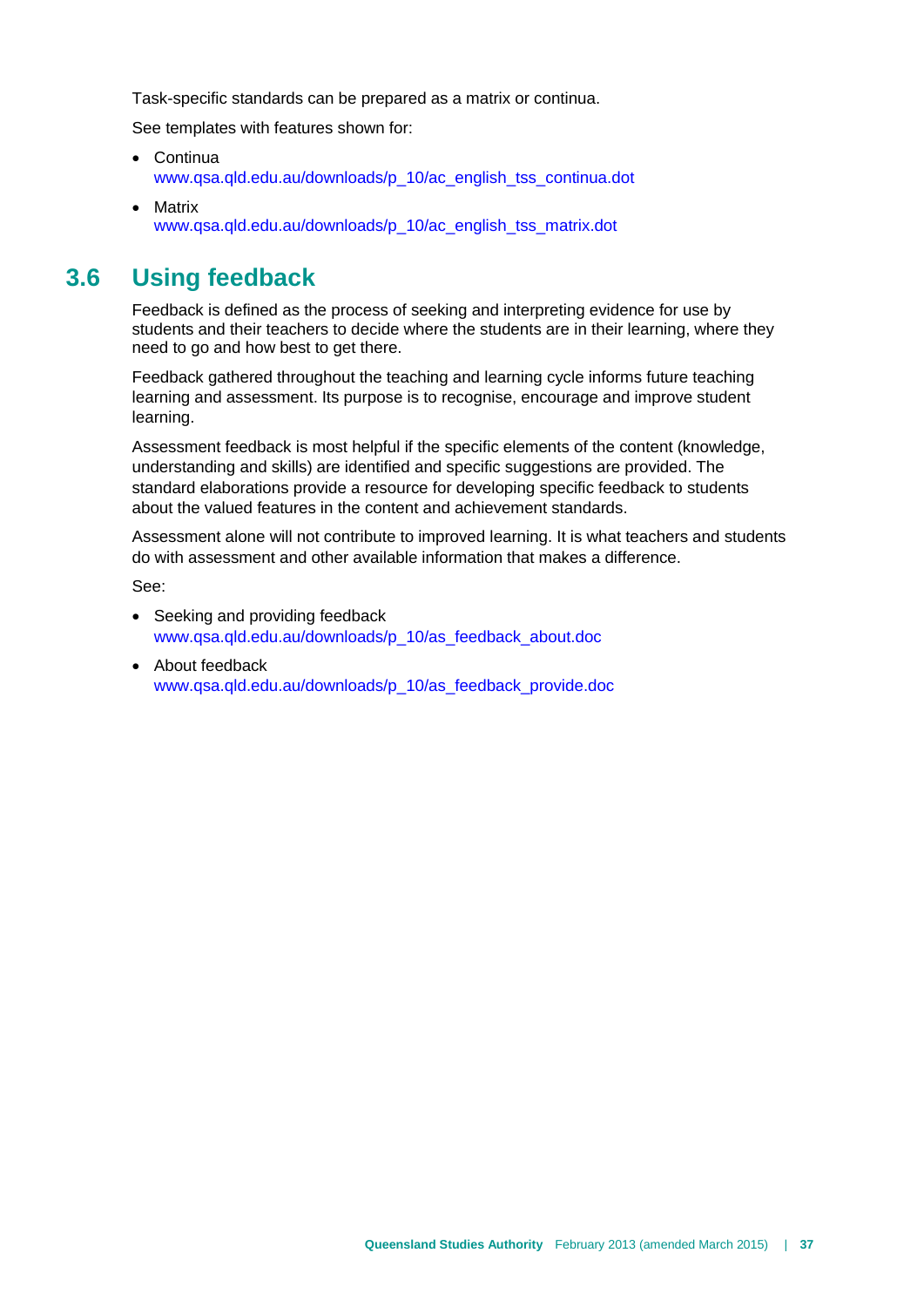Task-specific standards can be prepared as a matrix or continua.

See templates with features shown for:

- Continua
  www.qsa.qld.edu.au/downloads/p_10/ac_english_tss_continua.dot
- Matrix
  www.qsa.qld.edu.au/downloads/p_10/ac_english_tss_matrix.dot

## 3.6 Using feedback

Feedback is defined as the process of seeking and interpreting evidence for use by students and their teachers to decide where the students are in their learning, where they need to go and how best to get there.

Feedback gathered throughout the teaching and learning cycle informs future teaching learning and assessment. Its purpose is to recognise, encourage and improve student learning.

Assessment feedback is most helpful if the specific elements of the content (knowledge, understanding and skills) are identified and specific suggestions are provided. The standard elaborations provide a resource for developing specific feedback to students about the valued features in the content and achievement standards.

Assessment alone will not contribute to improved learning. It is what teachers and students do with assessment and other available information that makes a difference.

See:

- Seeking and providing feedback
  www.qsa.qld.edu.au/downloads/p_10/as_feedback_about.doc
- About feedback
  www.qsa.qld.edu.au/downloads/p_10/as_feedback_provide.doc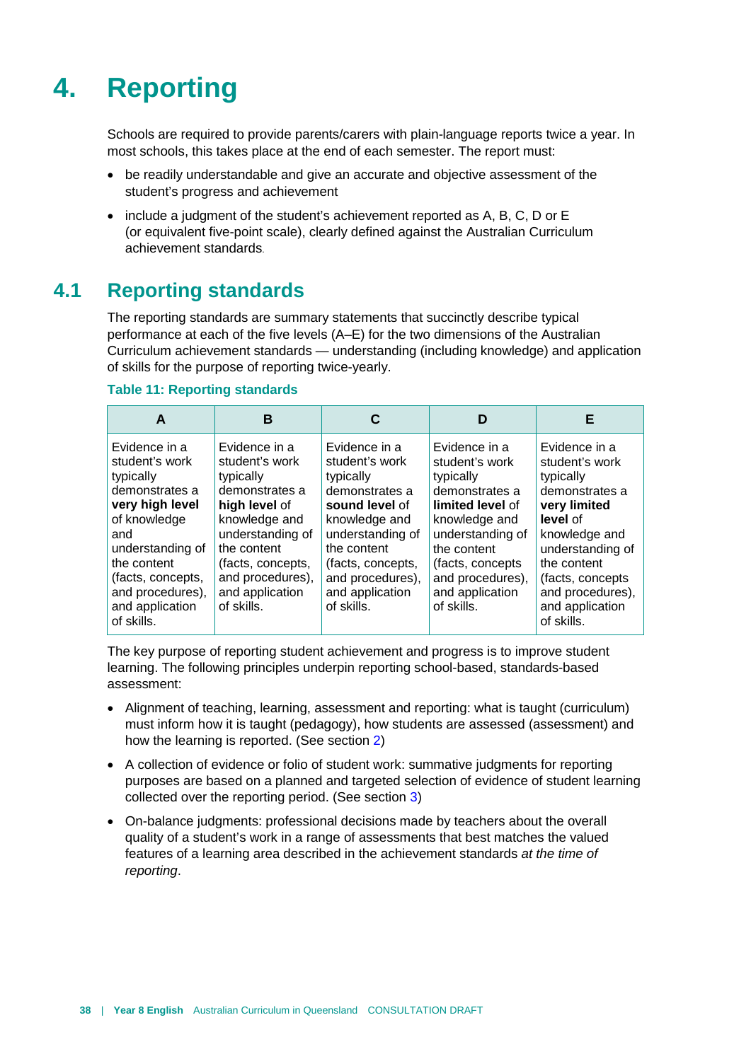# 4. Reporting

Schools are required to provide parents/carers with plain-language reports twice a year. In most schools, this takes place at the end of each semester. The report must:

- be readily understandable and give an accurate and objective assessment of the student's progress and achievement
- include a judgment of the student's achievement reported as A, B, C, D or E (or equivalent five-point scale), clearly defined against the Australian Curriculum achievement standards.

## 4.1 Reporting standards

The reporting standards are summary statements that succinctly describe typical performance at each of the five levels (A–E) for the two dimensions of the Australian Curriculum achievement standards — understanding (including knowledge) and application of skills for the purpose of reporting twice-yearly.

**Table 11: Reporting standards**

| A | B | C | D | E |
|---|---|---|---|---|
| Evidence in a student's work typically demonstrates a **very high level** of knowledge and understanding of the content (facts, concepts, and procedures), and application of skills. | Evidence in a student's work typically demonstrates a **high level** of knowledge and understanding of the content (facts, concepts, and procedures), and application of skills. | Evidence in a student's work typically demonstrates a **sound level** of knowledge and understanding of the content (facts, concepts, and procedures), and application of skills. | Evidence in a student's work typically demonstrates a **limited level** of knowledge and understanding of the content (facts, concepts and procedures), and application of skills. | Evidence in a student's work typically demonstrates a **very limited level** of knowledge and understanding of the content (facts, concepts and procedures), and application of skills. |

The key purpose of reporting student achievement and progress is to improve student learning. The following principles underpin reporting school-based, standards-based assessment:

- Alignment of teaching, learning, assessment and reporting: what is taught (curriculum) must inform how it is taught (pedagogy), how students are assessed (assessment) and how the learning is reported. (See section 2)
- A collection of evidence or folio of student work: summative judgments for reporting purposes are based on a planned and targeted selection of evidence of student learning collected over the reporting period. (See section 3)
- On-balance judgments: professional decisions made by teachers about the overall quality of a student's work in a range of assessments that best matches the valued features of a learning area described in the achievement standards *at the time of reporting*.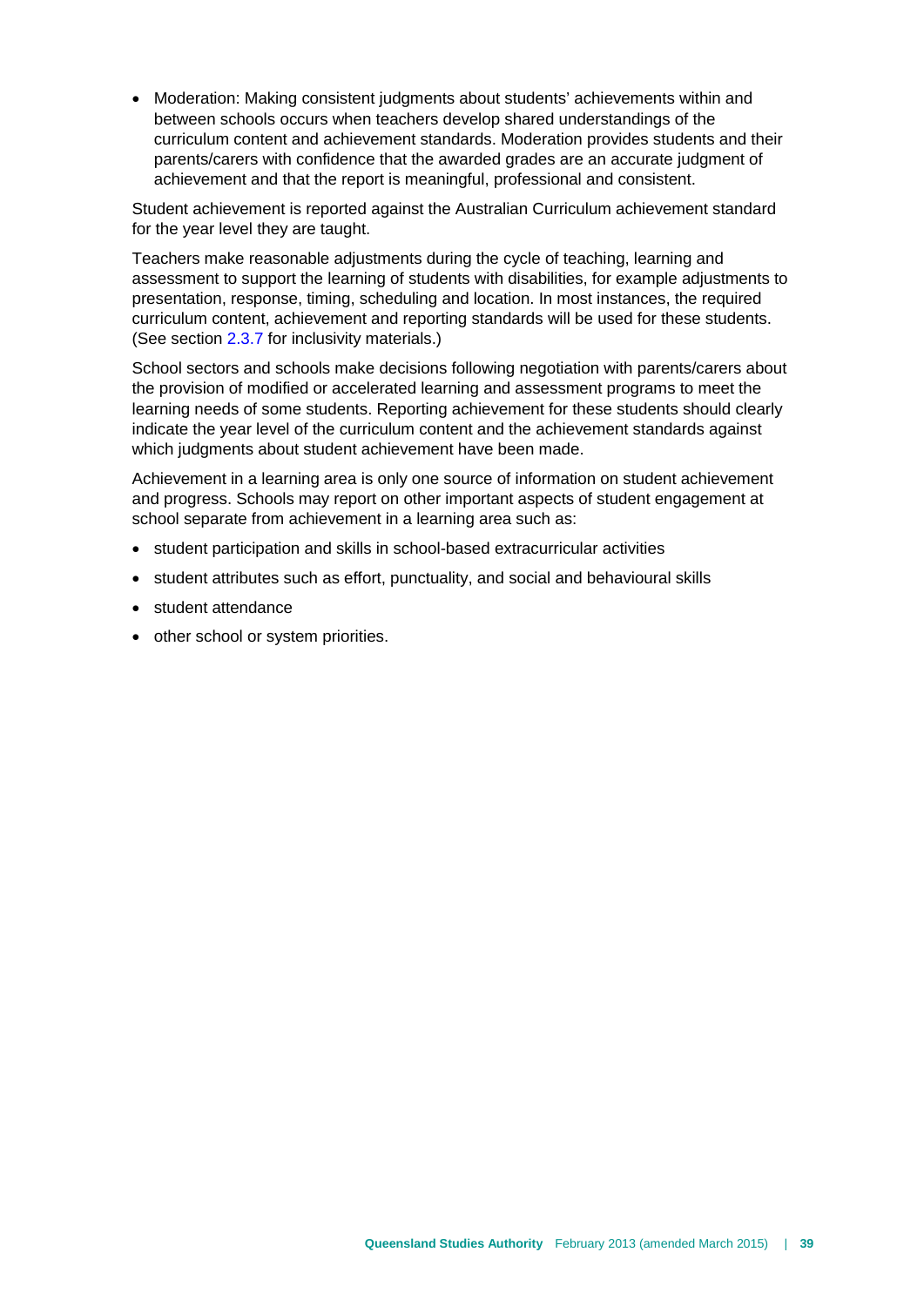- Moderation: Making consistent judgments about students' achievements within and between schools occurs when teachers develop shared understandings of the curriculum content and achievement standards. Moderation provides students and their parents/carers with confidence that the awarded grades are an accurate judgment of achievement and that the report is meaningful, professional and consistent.

Student achievement is reported against the Australian Curriculum achievement standard for the year level they are taught.

Teachers make reasonable adjustments during the cycle of teaching, learning and assessment to support the learning of students with disabilities, for example adjustments to presentation, response, timing, scheduling and location. In most instances, the required curriculum content, achievement and reporting standards will be used for these students. (See section 2.3.7 for inclusivity materials.)

School sectors and schools make decisions following negotiation with parents/carers about the provision of modified or accelerated learning and assessment programs to meet the learning needs of some students. Reporting achievement for these students should clearly indicate the year level of the curriculum content and the achievement standards against which judgments about student achievement have been made.

Achievement in a learning area is only one source of information on student achievement and progress. Schools may report on other important aspects of student engagement at school separate from achievement in a learning area such as:

- student participation and skills in school-based extracurricular activities
- student attributes such as effort, punctuality, and social and behavioural skills
- student attendance
- other school or system priorities.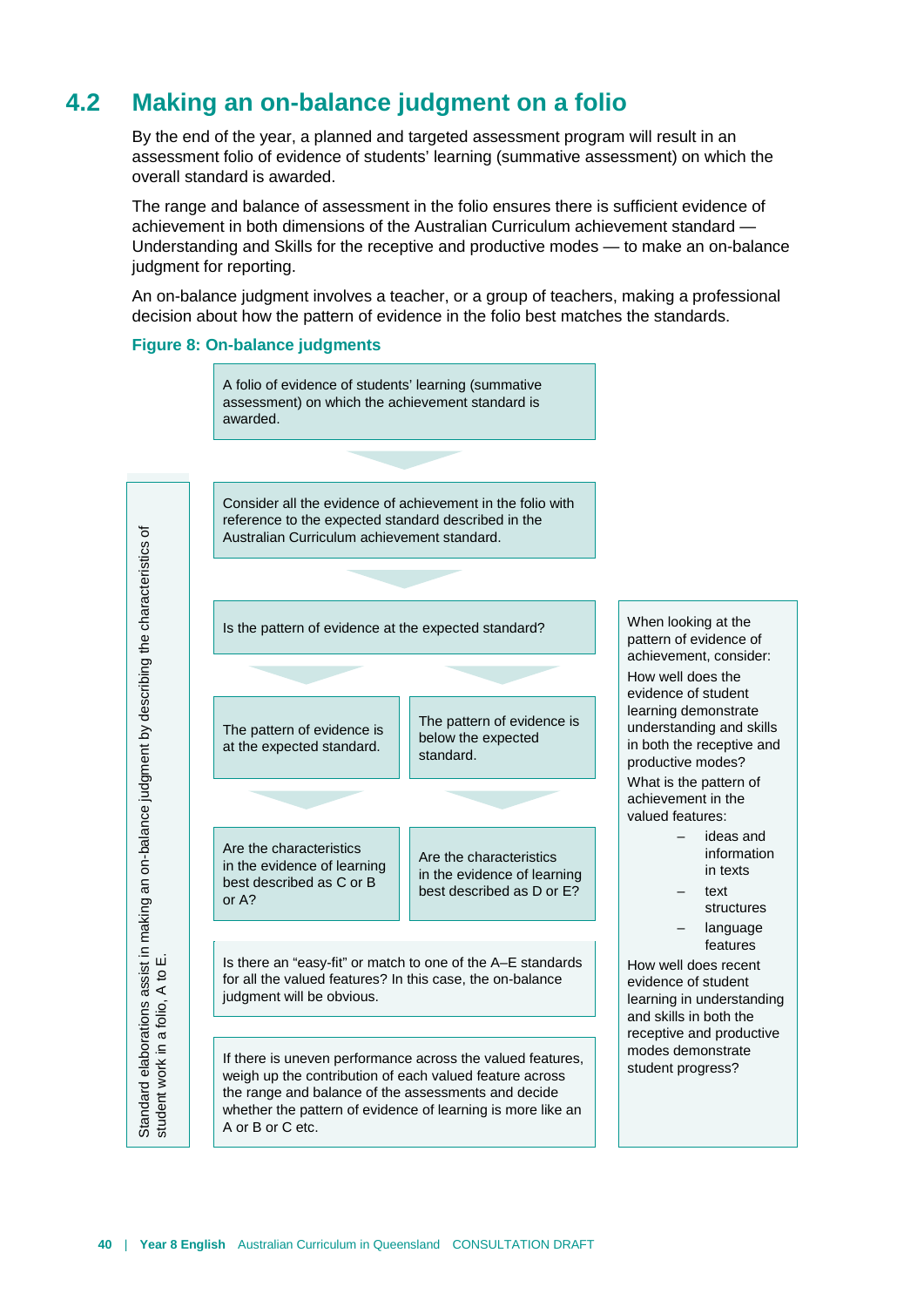## 4.2 Making an on-balance judgment on a folio

By the end of the year, a planned and targeted assessment program will result in an assessment folio of evidence of students' learning (summative assessment) on which the overall standard is awarded.

The range and balance of assessment in the folio ensures there is sufficient evidence of achievement in both dimensions of the Australian Curriculum achievement standard — Understanding and Skills for the receptive and productive modes — to make an on-balance judgment for reporting.

An on-balance judgment involves a teacher, or a group of teachers, making a professional decision about how the pattern of evidence in the folio best matches the standards.

**Figure 8: On-balance judgments**

A folio of evidence of students' learning (summative assessment) on which the achievement standard is awarded.

Consider all the evidence of achievement in the folio with reference to the expected standard described in the Australian Curriculum achievement standard.

Is the pattern of evidence at the expected standard?

The pattern of evidence is at the expected standard.

The pattern of evidence is below the expected standard.

Are the characteristics in the evidence of learning best described as C or B or A?

Are the characteristics in the evidence of learning best described as D or E?

Is there an "easy-fit" or match to one of the A–E standards for all the valued features? In this case, the on-balance judgment will be obvious.

If there is uneven performance across the valued features, weigh up the contribution of each valued features across the range and balance of the assessments and decide whether the pattern of evidence of learning is more like an A or B or C etc.

Standard elaborations assist in making an on-balance judgment by describing the characteristics of student work in a folio, A to E.

When looking at the pattern of evidence of achievement, consider:

How well does the evidence of student learning demonstrate understanding and skills in both the receptive and productive modes?

What is the pattern of achievement in the valued features:

- ideas and information in texts
- text structures
- language features

How well does recent evidence of student learning in understanding and skills in both the receptive and productive modes demonstrate student progress?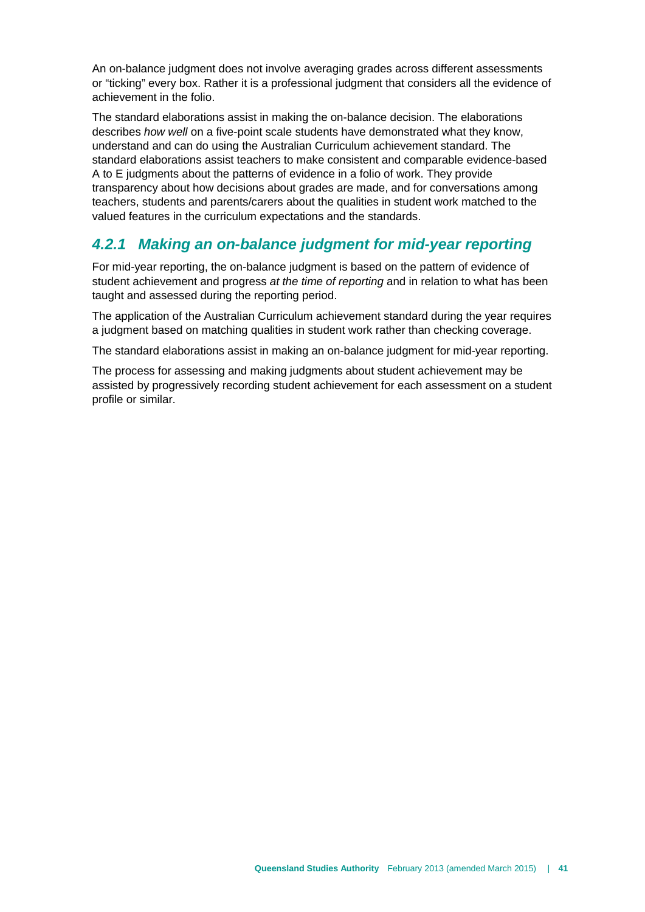An on-balance judgment does not involve averaging grades across different assessments or "ticking" every box. Rather it is a professional judgment that considers all the evidence of achievement in the folio.

The standard elaborations assist in making the on-balance decision. The elaborations describes *how well* on a five-point scale students have demonstrated what they know, understand and can do using the Australian Curriculum achievement standard. The standard elaborations assist teachers to make consistent and comparable evidence-based A to E judgments about the patterns of evidence in a folio of work. They provide transparency about how decisions about grades are made, and for conversations among teachers, students and parents/carers about the qualities in student work matched to the valued features in the curriculum expectations and the standards.

### *4.2.1 Making an on-balance judgment for mid-year reporting*

For mid-year reporting, the on-balance judgment is based on the pattern of evidence of student achievement and progress *at the time of reporting* and in relation to what has been taught and assessed during the reporting period.

The application of the Australian Curriculum achievement standard during the year requires a judgment based on matching qualities in student work rather than checking coverage.

The standard elaborations assist in making an on-balance judgment for mid-year reporting.

The process for assessing and making judgments about student achievement may be assisted by progressively recording student achievement for each assessment on a student profile or similar.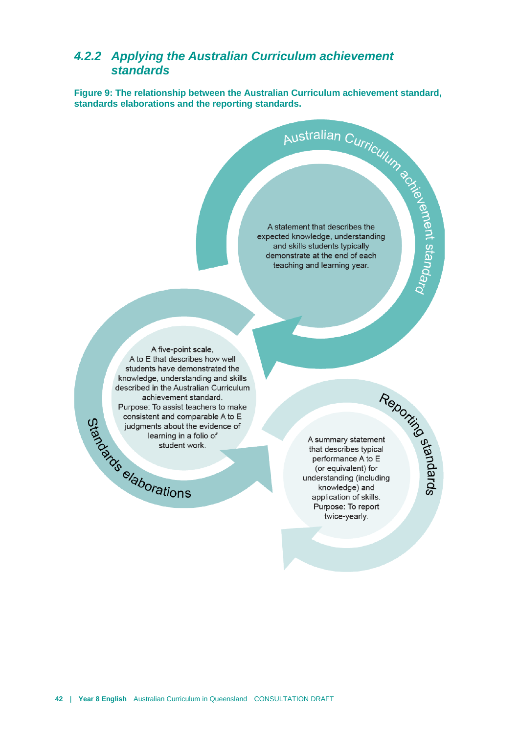### 4.2.2 Applying the Australian Curriculum achievement standards

**Figure 9: The relationship between the Australian Curriculum achievement standard, standards elaborations and the reporting standards.**

**Australian Curriculum achievement standard**

A statement that describes the expected knowledge, understanding and skills students typically demonstrate at the end of each teaching and learning year.

**Standards elaborations**

A five-point scale, A to E that describes how well students have demonstrated the knowledge, understanding and skills described in the Australian Curriculum achievement standard.
Purpose: To assist teachers to make consistent and comparable A to E judgments about the evidence of learning in a folio of student work.

**Reporting standards**

A summary statement that describes typical performance A to E (or equivalent) for understanding (including knowledge) and application of skills.
Purpose: To report twice-yearly.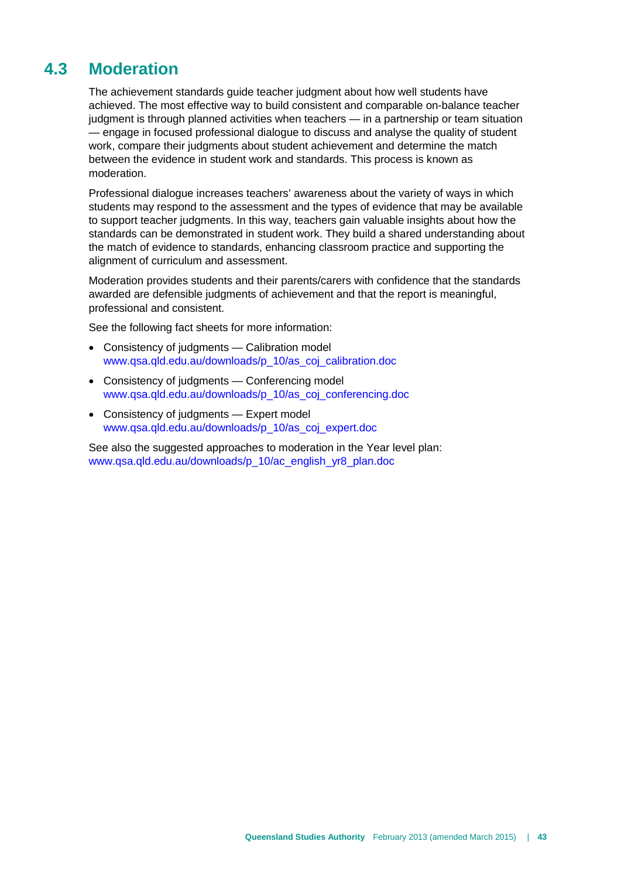## 4.3 Moderation

The achievement standards guide teacher judgment about how well students have achieved. The most effective way to build consistent and comparable on-balance teacher judgment is through planned activities when teachers — in a partnership or team situation — engage in focused professional dialogue to discuss and analyse the quality of student work, compare their judgments about student achievement and determine the match between the evidence in student work and standards. This process is known as moderation.

Professional dialogue increases teachers' awareness about the variety of ways in which students may respond to the assessment and the types of evidence that may be available to support teacher judgments. In this way, teachers gain valuable insights about how the standards can be demonstrated in student work. They build a shared understanding about the match of evidence to standards, enhancing classroom practice and supporting the alignment of curriculum and assessment.

Moderation provides students and their parents/carers with confidence that the standards awarded are defensible judgments of achievement and that the report is meaningful, professional and consistent.

See the following fact sheets for more information:

- Consistency of judgments — Calibration model
  www.qsa.qld.edu.au/downloads/p_10/as_coj_calibration.doc
- Consistency of judgments — Conferencing model
  www.qsa.qld.edu.au/downloads/p_10/as_coj_conferencing.doc
- Consistency of judgments — Expert model
  www.qsa.qld.edu.au/downloads/p_10/as_coj_expert.doc

See also the suggested approaches to moderation in the Year level plan:
www.qsa.qld.edu.au/downloads/p_10/ac_english_yr8_plan.doc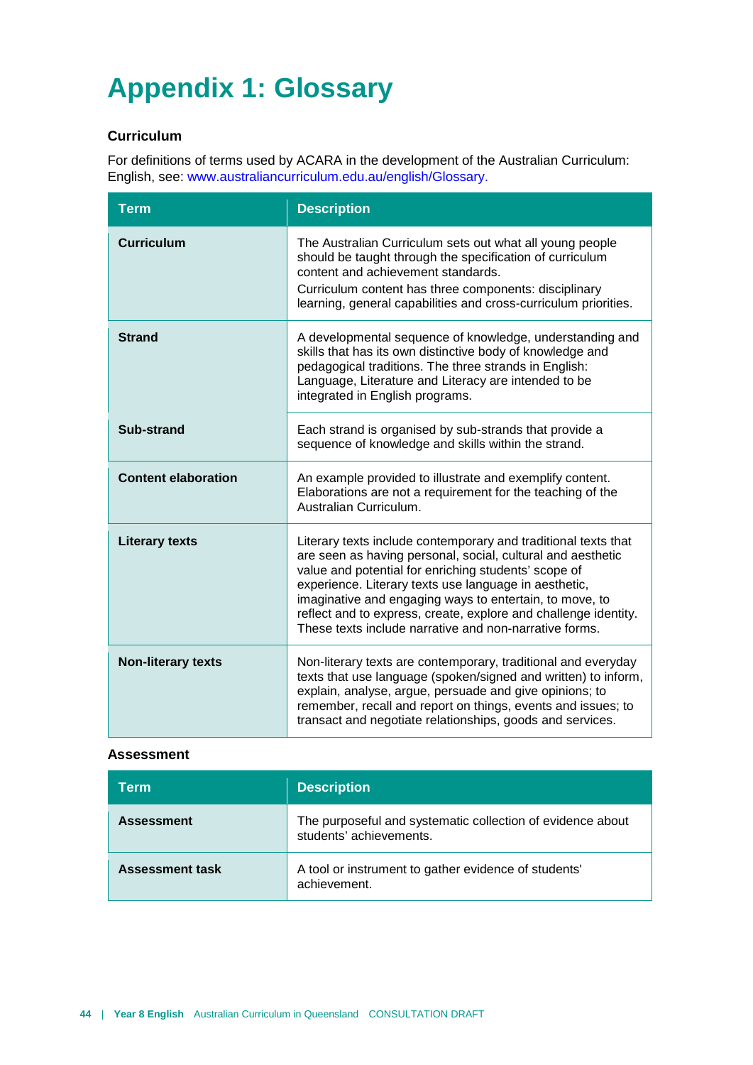# Appendix 1: Glossary

### Curriculum

For definitions of terms used by ACARA in the development of the Australian Curriculum: English, see: www.australiancurriculum.edu.au/english/Glossary.

| Term | Description |
|---|---|
| **Curriculum** | The Australian Curriculum sets out what all young people should be taught through the specification of curriculum content and achievement standards.<br>Curriculum content has three components: disciplinary learning, general capabilities and cross-curriculum priorities. |
| **Strand** | A developmental sequence of knowledge, understanding and skills that has its own distinctive body of knowledge and pedagogical traditions. The three strands in English: Language, Literature and Literacy are intended to be integrated in English programs. |
| **Sub-strand** | Each strand is organised by sub-strands that provide a sequence of knowledge and skills within the strand. |
| **Content elaboration** | An example provided to illustrate and exemplify content. Elaborations are not a requirement for the teaching of the Australian Curriculum. |
| **Literary texts** | Literary texts include contemporary and traditional texts that are seen as having personal, social, cultural and aesthetic value and potential for enriching students' scope of experience. Literary texts use language in aesthetic, imaginative and engaging ways to entertain, to move, to reflect and to express, create, explore and challenge identity. These texts include narrative and non-narrative forms. |
| **Non-literary texts** | Non-literary texts are contemporary, traditional and everyday texts that use language (spoken/signed and written) to inform, explain, analyse, argue, persuade and give opinions; to remember, recall and report on things, events and issues; to transact and negotiate relationships, goods and services. |

### Assessment

| Term | Description |
|---|---|
| **Assessment** | The purposeful and systematic collection of evidence about students' achievements. |
| **Assessment task** | A tool or instrument to gather evidence of students' achievement. |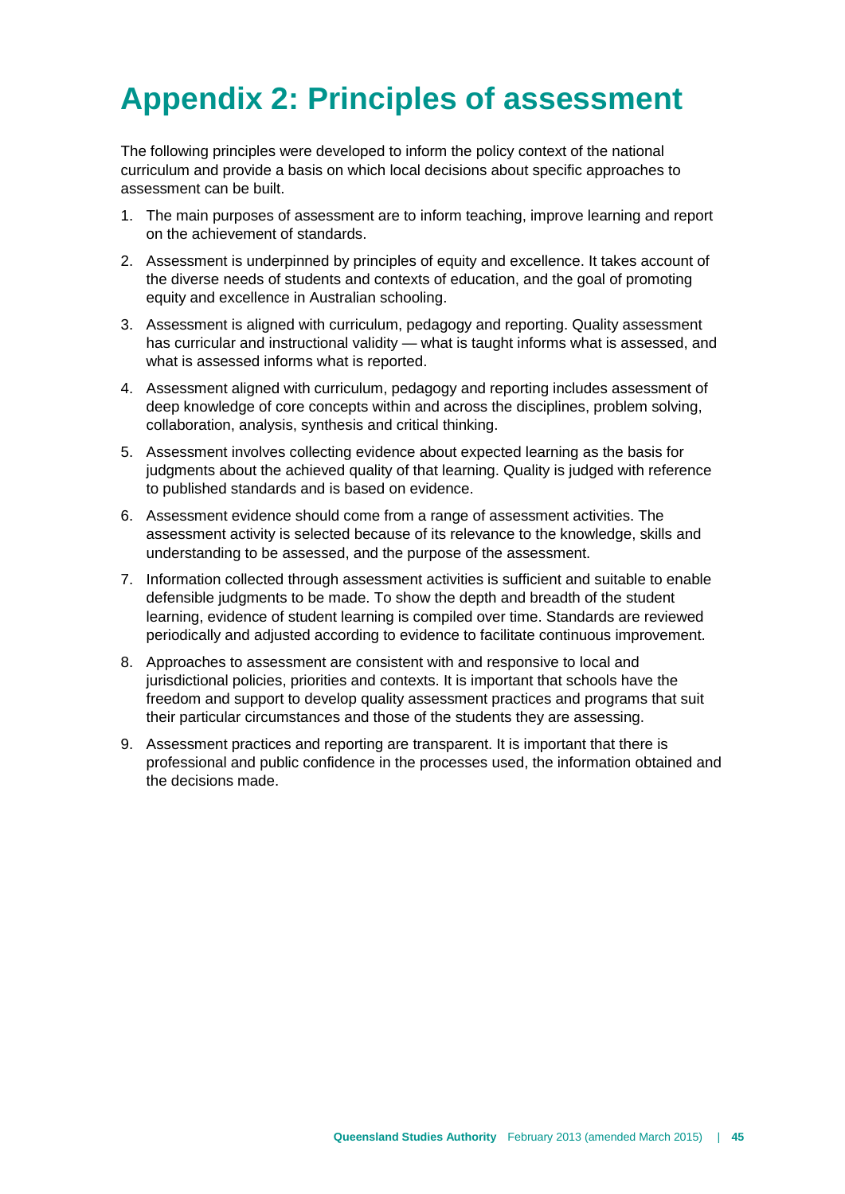# Appendix 2: Principles of assessment

The following principles were developed to inform the policy context of the national curriculum and provide a basis on which local decisions about specific approaches to assessment can be built.

1. The main purposes of assessment are to inform teaching, improve learning and report on the achievement of standards.
2. Assessment is underpinned by principles of equity and excellence. It takes account of the diverse needs of students and contexts of education, and the goal of promoting equity and excellence in Australian schooling.
3. Assessment is aligned with curriculum, pedagogy and reporting. Quality assessment has curricular and instructional validity — what is taught informs what is assessed, and what is assessed informs what is reported.
4. Assessment aligned with curriculum, pedagogy and reporting includes assessment of deep knowledge of core concepts within and across the disciplines, problem solving, collaboration, analysis, synthesis and critical thinking.
5. Assessment involves collecting evidence about expected learning as the basis for judgments about the achieved quality of that learning. Quality is judged with reference to published standards and is based on evidence.
6. Assessment evidence should come from a range of assessment activities. The assessment activity is selected because of its relevance to the knowledge, skills and understanding to be assessed, and the purpose of the assessment.
7. Information collected through assessment activities is sufficient and suitable to enable defensible judgments to be made. To show the depth and breadth of the student learning, evidence of student learning is compiled over time. Standards are reviewed periodically and adjusted according to evidence to facilitate continuous improvement.
8. Approaches to assessment are consistent with and responsive to local and jurisdictional policies, priorities and contexts. It is important that schools have the freedom and support to develop quality assessment practices and programs that suit their particular circumstances and those of the students they are assessing.
9. Assessment practices and reporting are transparent. It is important that there is professional and public confidence in the processes used, the information obtained and the decisions made.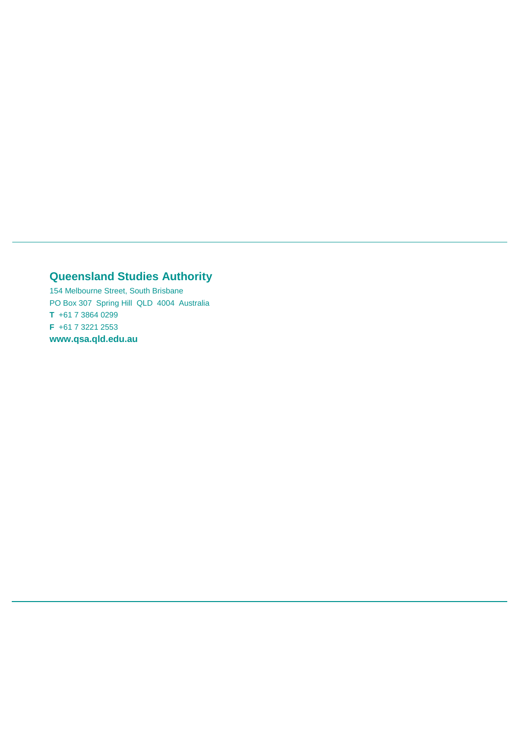**Queensland Studies Authority**

154 Melbourne Street, South Brisbane
PO Box 307 Spring Hill QLD 4004 Australia
**T** +61 7 3864 0299
**F** +61 7 3221 2553
**www.qsa.qld.edu.au**